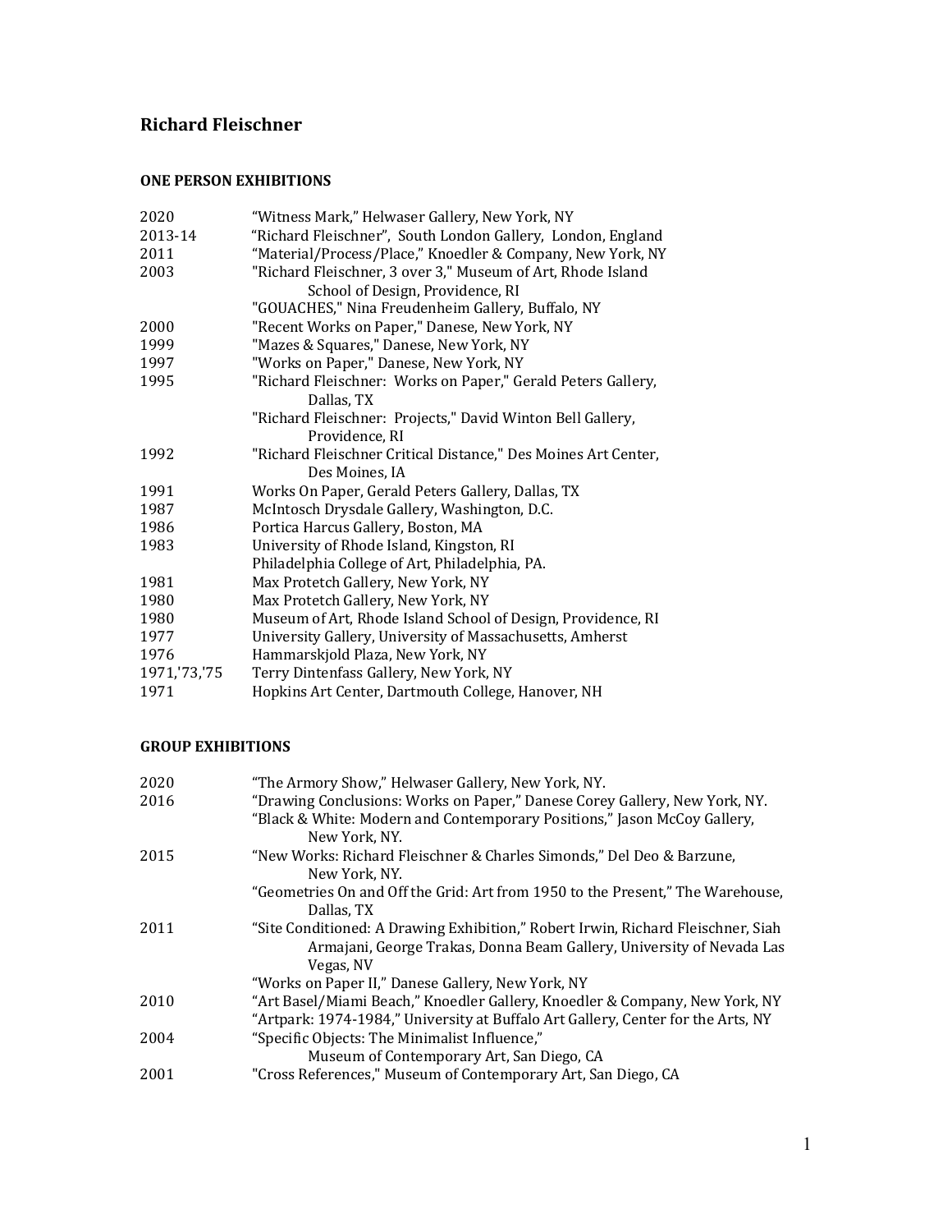# Richard Fleischner

## ONE PERSON EXHIBITIONS

| | |
|---|---|
| 2020 | "Witness Mark," Helwaser Gallery, New York, NY |
| 2013-14 | "Richard Fleischner", South London Gallery, London, England |
| 2011 | "Material/Process/Place," Knoedler & Company, New York, NY |
| 2003 | "Richard Fleischner, 3 over 3," Museum of Art, Rhode Island School of Design, Providence, RI |
| | "GOUACHES," Nina Freudenheim Gallery, Buffalo, NY |
| 2000 | "Recent Works on Paper," Danese, New York, NY |
| 1999 | "Mazes & Squares," Danese, New York, NY |
| 1997 | "Works on Paper," Danese, New York, NY |
| 1995 | "Richard Fleischner: Works on Paper," Gerald Peters Gallery, Dallas, TX |
| | "Richard Fleischner: Projects," David Winton Bell Gallery, Providence, RI |
| 1992 | "Richard Fleischner Critical Distance," Des Moines Art Center, Des Moines, IA |
| 1991 | Works On Paper, Gerald Peters Gallery, Dallas, TX |
| 1987 | McIntosch Drysdale Gallery, Washington, D.C. |
| 1986 | Portica Harcus Gallery, Boston, MA |
| 1983 | University of Rhode Island, Kingston, RI |
| | Philadelphia College of Art, Philadelphia, PA. |
| 1981 | Max Protetch Gallery, New York, NY |
| 1980 | Max Protetch Gallery, New York, NY |
| 1980 | Museum of Art, Rhode Island School of Design, Providence, RI |
| 1977 | University Gallery, University of Massachusetts, Amherst |
| 1976 | Hammarskjold Plaza, New York, NY |
| 1971,'73,'75 | Terry Dintenfass Gallery, New York, NY |
| 1971 | Hopkins Art Center, Dartmouth College, Hanover, NH |

## GROUP EXHIBITIONS

| | |
|---|---|
| 2020 | "The Armory Show," Helwaser Gallery, New York, NY. |
| 2016 | "Drawing Conclusions: Works on Paper," Danese Corey Gallery, New York, NY. |
| | "Black & White: Modern and Contemporary Positions," Jason McCoy Gallery, New York, NY. |
| 2015 | "New Works: Richard Fleischner & Charles Simonds," Del Deo & Barzune, New York, NY. |
| | "Geometries On and Off the Grid: Art from 1950 to the Present," The Warehouse, Dallas, TX |
| 2011 | "Site Conditioned: A Drawing Exhibition," Robert Irwin, Richard Fleischner, Siah Armajani, George Trakas, Donna Beam Gallery, University of Nevada Las Vegas, NV |
| | "Works on Paper II," Danese Gallery, New York, NY |
| 2010 | "Art Basel/Miami Beach," Knoedler Gallery, Knoedler & Company, New York, NY |
| | "Artpark: 1974-1984," University at Buffalo Art Gallery, Center for the Arts, NY |
| 2004 | "Specific Objects: The Minimalist Influence," Museum of Contemporary Art, San Diego, CA |
| 2001 | "Cross References," Museum of Contemporary Art, San Diego, CA |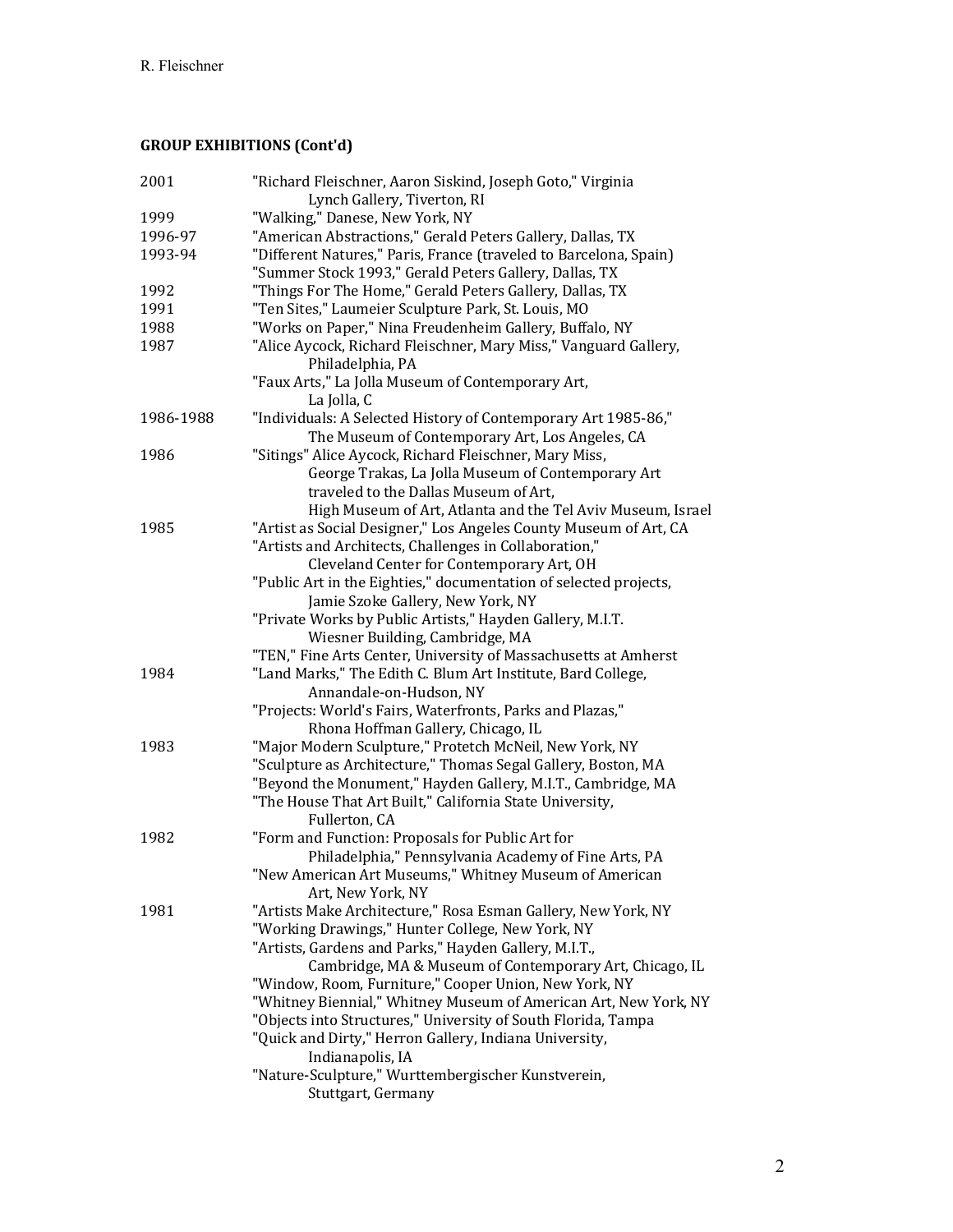## GROUP EXHIBITIONS (Cont'd)

| | |
|---|---|
| 2001 | "Richard Fleischner, Aaron Siskind, Joseph Goto," Virginia Lynch Gallery, Tiverton, RI |
| 1999 | "Walking," Danese, New York, NY |
| 1996-97 | "American Abstractions," Gerald Peters Gallery, Dallas, TX |
| 1993-94 | "Different Natures," Paris, France (traveled to Barcelona, Spain) |
| | "Summer Stock 1993," Gerald Peters Gallery, Dallas, TX |
| 1992 | "Things For The Home," Gerald Peters Gallery, Dallas, TX |
| 1991 | "Ten Sites," Laumeier Sculpture Park, St. Louis, MO |
| 1988 | "Works on Paper," Nina Freudenheim Gallery, Buffalo, NY |
| 1987 | "Alice Aycock, Richard Fleischner, Mary Miss," Vanguard Gallery, Philadelphia, PA |
| | "Faux Arts," La Jolla Museum of Contemporary Art, La Jolla, C |
| 1986-1988 | "Individuals: A Selected History of Contemporary Art 1985-86," The Museum of Contemporary Art, Los Angeles, CA |
| 1986 | "Sitings" Alice Aycock, Richard Fleischner, Mary Miss, George Trakas, La Jolla Museum of Contemporary Art traveled to the Dallas Museum of Art, High Museum of Art, Atlanta and the Tel Aviv Museum, Israel |
| 1985 | "Artist as Social Designer," Los Angeles County Museum of Art, CA |
| | "Artists and Architects, Challenges in Collaboration," Cleveland Center for Contemporary Art, OH |
| | "Public Art in the Eighties," documentation of selected projects, Jamie Szoke Gallery, New York, NY |
| | "Private Works by Public Artists," Hayden Gallery, M.I.T. Wiesner Building, Cambridge, MA |
| | "TEN," Fine Arts Center, University of Massachusetts at Amherst |
| 1984 | "Land Marks," The Edith C. Blum Art Institute, Bard College, Annandale-on-Hudson, NY |
| | "Projects: World's Fairs, Waterfronts, Parks and Plazas," Rhona Hoffman Gallery, Chicago, IL |
| 1983 | "Major Modern Sculpture," Protetch McNeil, New York, NY |
| | "Sculpture as Architecture," Thomas Segal Gallery, Boston, MA |
| | "Beyond the Monument," Hayden Gallery, M.I.T., Cambridge, MA |
| | "The House That Art Built," California State University, Fullerton, CA |
| 1982 | "Form and Function: Proposals for Public Art for Philadelphia," Pennsylvania Academy of Fine Arts, PA |
| | "New American Art Museums," Whitney Museum of American Art, New York, NY |
| 1981 | "Artists Make Architecture," Rosa Esman Gallery, New York, NY |
| | "Working Drawings," Hunter College, New York, NY |
| | "Artists, Gardens and Parks," Hayden Gallery, M.I.T., Cambridge, MA & Museum of Contemporary Art, Chicago, IL |
| | "Window, Room, Furniture," Cooper Union, New York, NY |
| | "Whitney Biennial," Whitney Museum of American Art, New York, NY |
| | "Objects into Structures," University of South Florida, Tampa |
| | "Quick and Dirty," Herron Gallery, Indiana University, Indianapolis, IA |
| | "Nature-Sculpture," Wurttembergischer Kunstverein, Stuttgart, Germany |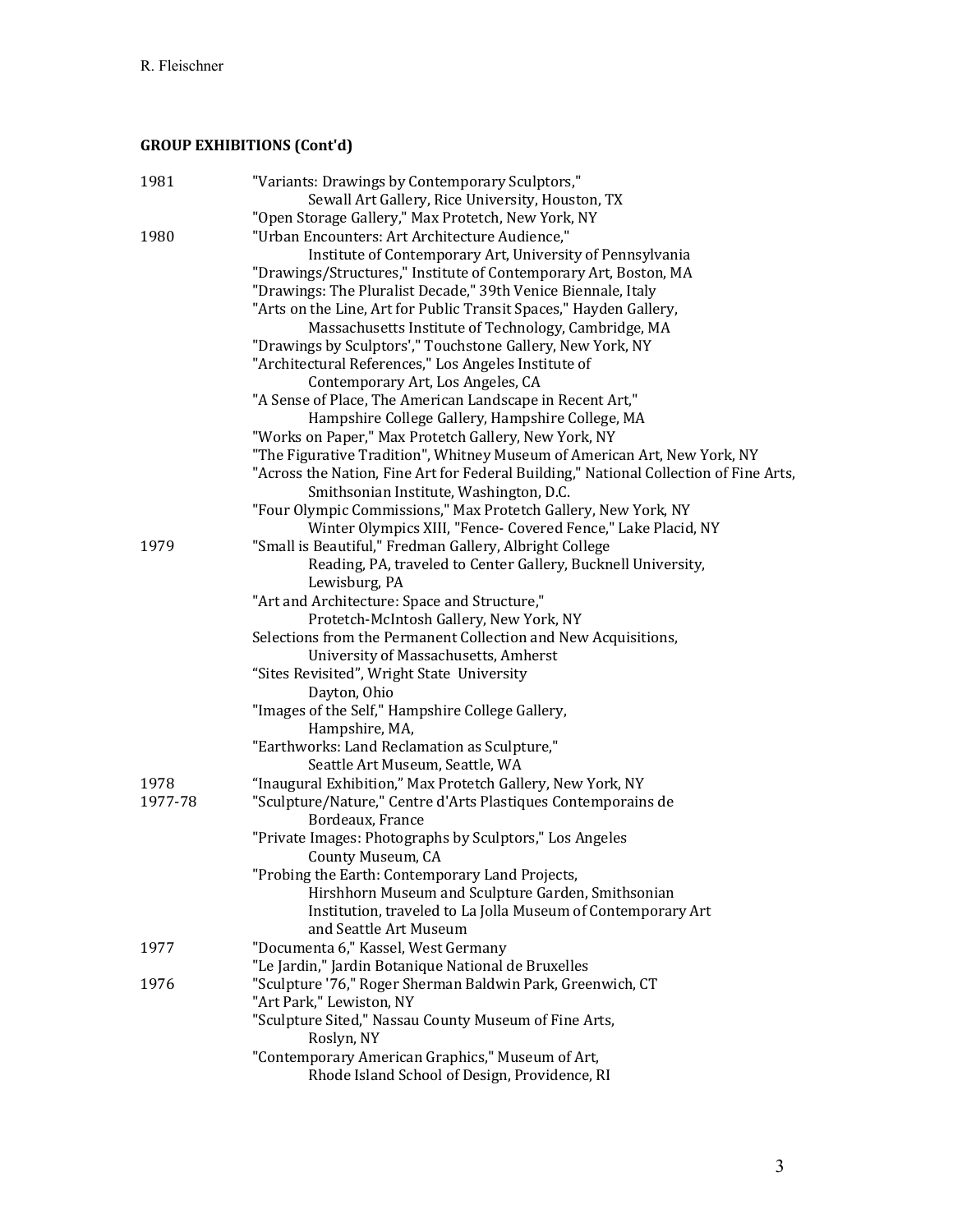## GROUP EXHIBITIONS (Cont'd)

| | |
|---|---|
| 1981 | "Variants: Drawings by Contemporary Sculptors," Sewall Art Gallery, Rice University, Houston, TX |
| | "Open Storage Gallery," Max Protetch, New York, NY |
| 1980 | "Urban Encounters: Art Architecture Audience," Institute of Contemporary Art, University of Pennsylvania |
| | "Drawings/Structures," Institute of Contemporary Art, Boston, MA |
| | "Drawings: The Pluralist Decade," 39th Venice Biennale, Italy |
| | "Arts on the Line, Art for Public Transit Spaces," Hayden Gallery, Massachusetts Institute of Technology, Cambridge, MA |
| | "Drawings by Sculptors'," Touchstone Gallery, New York, NY |
| | "Architectural References," Los Angeles Institute of Contemporary Art, Los Angeles, CA |
| | "A Sense of Place, The American Landscape in Recent Art," Hampshire College Gallery, Hampshire College, MA |
| | "Works on Paper," Max Protetch Gallery, New York, NY |
| | "The Figurative Tradition", Whitney Museum of American Art, New York, NY |
| | "Across the Nation, Fine Art for Federal Building," National Collection of Fine Arts, Smithsonian Institute, Washington, D.C. |
| | "Four Olympic Commissions," Max Protetch Gallery, New York, NY Winter Olympics XIII, "Fence- Covered Fence," Lake Placid, NY |
| 1979 | "Small is Beautiful," Fredman Gallery, Albright College Reading, PA, traveled to Center Gallery, Bucknell University, Lewisburg, PA |
| | "Art and Architecture: Space and Structure," Protetch-McIntosh Gallery, New York, NY |
| | Selections from the Permanent Collection and New Acquisitions, University of Massachusetts, Amherst |
| | "Sites Revisited", Wright State University Dayton, Ohio |
| | "Images of the Self," Hampshire College Gallery, Hampshire, MA, |
| | "Earthworks: Land Reclamation as Sculpture," Seattle Art Museum, Seattle, WA |
| 1978 | "Inaugural Exhibition," Max Protetch Gallery, New York, NY |
| 1977-78 | "Sculpture/Nature," Centre d'Arts Plastiques Contemporains de Bordeaux, France |
| | "Private Images: Photographs by Sculptors," Los Angeles County Museum, CA |
| | "Probing the Earth: Contemporary Land Projects, Hirshhorn Museum and Sculpture Garden, Smithsonian Institution, traveled to La Jolla Museum of Contemporary Art and Seattle Art Museum |
| 1977 | "Documenta 6," Kassel, West Germany |
| | "Le Jardin," Jardin Botanique National de Bruxelles |
| 1976 | "Sculpture '76," Roger Sherman Baldwin Park, Greenwich, CT |
| | "Art Park," Lewiston, NY |
| | "Sculpture Sited," Nassau County Museum of Fine Arts, Roslyn, NY |
| | "Contemporary American Graphics," Museum of Art, Rhode Island School of Design, Providence, RI |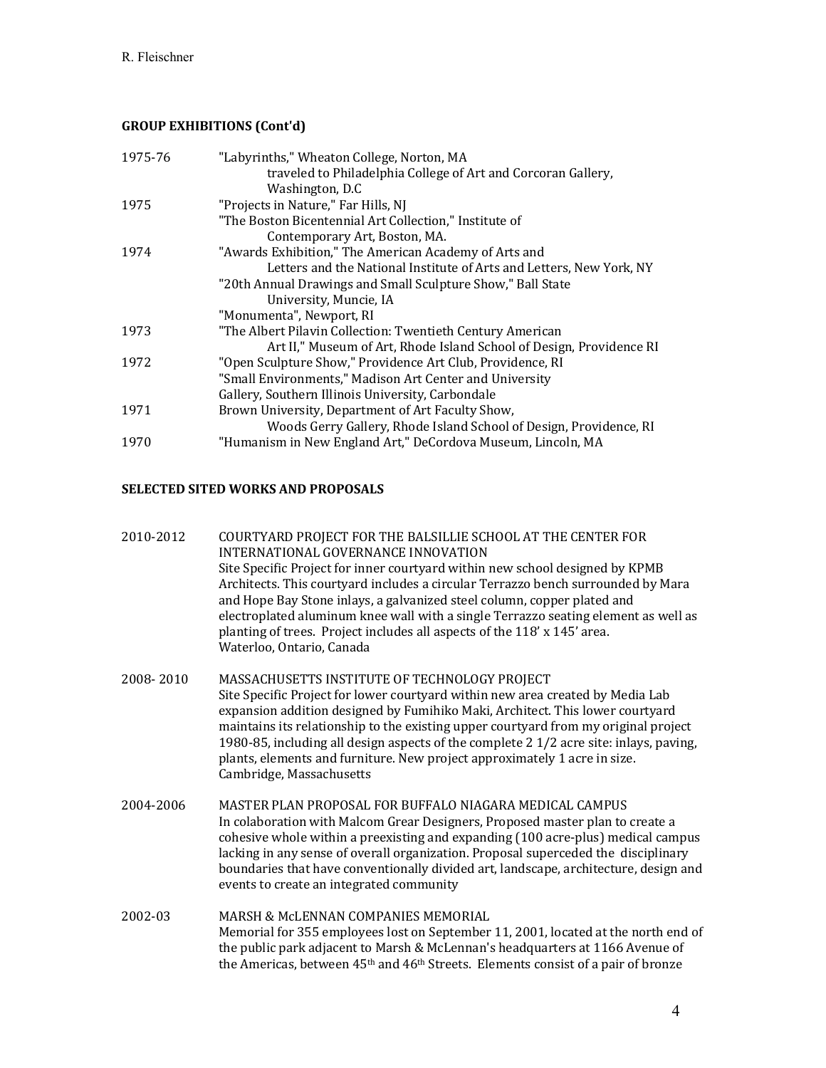**GROUP EXHIBITIONS (Cont'd)**

| | |
|---|---|
| 1975-76 | "Labyrinths," Wheaton College, Norton, MA traveled to Philadelphia College of Art and Corcoran Gallery, Washington, D.C |
| 1975 | "Projects in Nature," Far Hills, NJ |
| | "The Boston Bicentennial Art Collection," Institute of Contemporary Art, Boston, MA. |
| 1974 | "Awards Exhibition," The American Academy of Arts and Letters and the National Institute of Arts and Letters, New York, NY |
| | "20th Annual Drawings and Small Sculpture Show," Ball State University, Muncie, IA |
| | "Monumenta", Newport, RI |
| 1973 | "The Albert Pilavin Collection: Twentieth Century American Art II," Museum of Art, Rhode Island School of Design, Providence RI |
| 1972 | "Open Sculpture Show," Providence Art Club, Providence, RI |
| | "Small Environments," Madison Art Center and University Gallery, Southern Illinois University, Carbondale |
| 1971 | Brown University, Department of Art Faculty Show, Woods Gerry Gallery, Rhode Island School of Design, Providence, RI |
| 1970 | "Humanism in New England Art," DeCordova Museum, Lincoln, MA |

**SELECTED SITED WORKS AND PROPOSALS**

2010-2012 COURTYARD PROJECT FOR THE BALSILLIE SCHOOL AT THE CENTER FOR INTERNATIONAL GOVERNANCE INNOVATION
Site Specific Project for inner courtyard within new school designed by KPMB Architects. This courtyard includes a circular Terrazzo bench surrounded by Mara and Hope Bay Stone inlays, a galvanized steel column, copper plated and electroplated aluminum knee wall with a single Terrazzo seating element as well as planting of trees. Project includes all aspects of the 118' x 145' area.
Waterloo, Ontario, Canada

2008- 2010 MASSACHUSETTS INSTITUTE OF TECHNOLOGY PROJECT
Site Specific Project for lower courtyard within new area created by Media Lab expansion addition designed by Fumihiko Maki, Architect. This lower courtyard maintains its relationship to the existing upper courtyard from my original project 1980-85, including all design aspects of the complete 2 1/2 acre site: inlays, paving, plants, elements and furniture. New project approximately 1 acre in size.
Cambridge, Massachusetts

2004-2006 MASTER PLAN PROPOSAL FOR BUFFALO NIAGARA MEDICAL CAMPUS
In colaboration with Malcom Grear Designers, Proposed master plan to create a cohesive whole within a preexisting and expanding (100 acre-plus) medical campus lacking in any sense of overall organization. Proposal superceded the disciplinary boundaries that have conventionally divided art, landscape, architecture, design and events to create an integrated community

2002-03 MARSH & McLENNAN COMPANIES MEMORIAL
Memorial for 355 employees lost on September 11, 2001, located at the north end of the public park adjacent to Marsh & McLennan's headquarters at 1166 Avenue of the Americas, between 45th and 46th Streets. Elements consist of a pair of bronze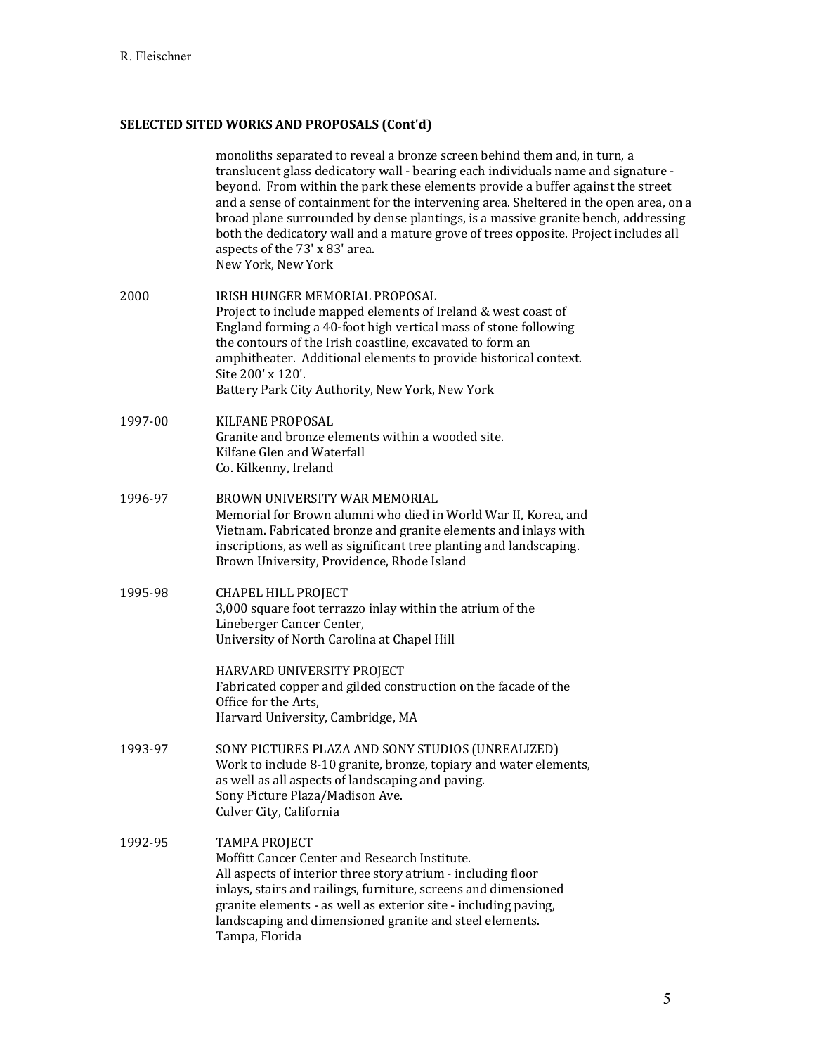## SELECTED SITED WORKS AND PROPOSALS (Cont'd)

monoliths separated to reveal a bronze screen behind them and, in turn, a translucent glass dedicatory wall - bearing each individuals name and signature - beyond. From within the park these elements provide a buffer against the street and a sense of containment for the intervening area. Sheltered in the open area, on a broad plane surrounded by dense plantings, is a massive granite bench, addressing both the dedicatory wall and a mature grove of trees opposite. Project includes all aspects of the 73' x 83' area.
New York, New York

2000 IRISH HUNGER MEMORIAL PROPOSAL
Project to include mapped elements of Ireland & west coast of England forming a 40-foot high vertical mass of stone following the contours of the Irish coastline, excavated to form an amphitheater. Additional elements to provide historical context.
Site 200' x 120'.
Battery Park City Authority, New York, New York

1997-00 KILFANE PROPOSAL
Granite and bronze elements within a wooded site.
Kilfane Glen and Waterfall
Co. Kilkenny, Ireland

1996-97 BROWN UNIVERSITY WAR MEMORIAL
Memorial for Brown alumni who died in World War II, Korea, and Vietnam. Fabricated bronze and granite elements and inlays with inscriptions, as well as significant tree planting and landscaping.
Brown University, Providence, Rhode Island

1995-98 CHAPEL HILL PROJECT
3,000 square foot terrazzo inlay within the atrium of the Lineberger Cancer Center,
University of North Carolina at Chapel Hill

HARVARD UNIVERSITY PROJECT
Fabricated copper and gilded construction on the facade of the Office for the Arts,
Harvard University, Cambridge, MA

1993-97 SONY PICTURES PLAZA AND SONY STUDIOS (UNREALIZED)
Work to include 8-10 granite, bronze, topiary and water elements, as well as all aspects of landscaping and paving.
Sony Picture Plaza/Madison Ave.
Culver City, California

1992-95 TAMPA PROJECT
Moffitt Cancer Center and Research Institute.
All aspects of interior three story atrium - including floor inlays, stairs and railings, furniture, screens and dimensioned granite elements - as well as exterior site - including paving, landscaping and dimensioned granite and steel elements.
Tampa, Florida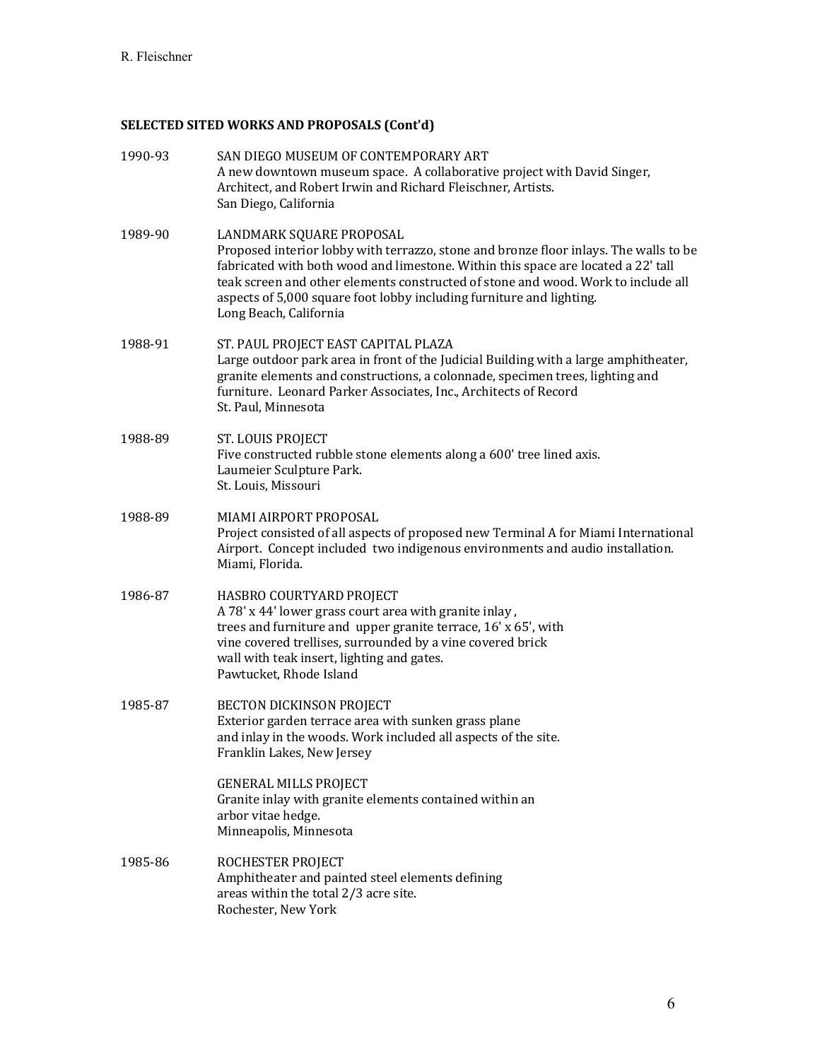**SELECTED SITED WORKS AND PROPOSALS (Cont'd)**

1990-93 SAN DIEGO MUSEUM OF CONTEMPORARY ART
A new downtown museum space. A collaborative project with David Singer, Architect, and Robert Irwin and Richard Fleischner, Artists.
San Diego, California

1989-90 LANDMARK SQUARE PROPOSAL
Proposed interior lobby with terrazzo, stone and bronze floor inlays. The walls to be fabricated with both wood and limestone. Within this space are located a 22' tall teak screen and other elements constructed of stone and wood. Work to include all aspects of 5,000 square foot lobby including furniture and lighting.
Long Beach, California

1988-91 ST. PAUL PROJECT EAST CAPITAL PLAZA
Large outdoor park area in front of the Judicial Building with a large amphitheater, granite elements and constructions, a colonnade, specimen trees, lighting and furniture. Leonard Parker Associates, Inc., Architects of Record
St. Paul, Minnesota

1988-89 ST. LOUIS PROJECT
Five constructed rubble stone elements along a 600' tree lined axis.
Laumeier Sculpture Park.
St. Louis, Missouri

1988-89 MIAMI AIRPORT PROPOSAL
Project consisted of all aspects of proposed new Terminal A for Miami International Airport. Concept included two indigenous environments and audio installation.
Miami, Florida.

1986-87 HASBRO COURTYARD PROJECT
A 78' x 44' lower grass court area with granite inlay, trees and furniture and upper granite terrace, 16' x 65', with vine covered trellises, surrounded by a vine covered brick wall with teak insert, lighting and gates.
Pawtucket, Rhode Island

1985-87 BECTON DICKINSON PROJECT
Exterior garden terrace area with sunken grass plane and inlay in the woods. Work included all aspects of the site.
Franklin Lakes, New Jersey

GENERAL MILLS PROJECT
Granite inlay with granite elements contained within an arbor vitae hedge.
Minneapolis, Minnesota

1985-86 ROCHESTER PROJECT
Amphitheater and painted steel elements defining areas within the total 2/3 acre site.
Rochester, New York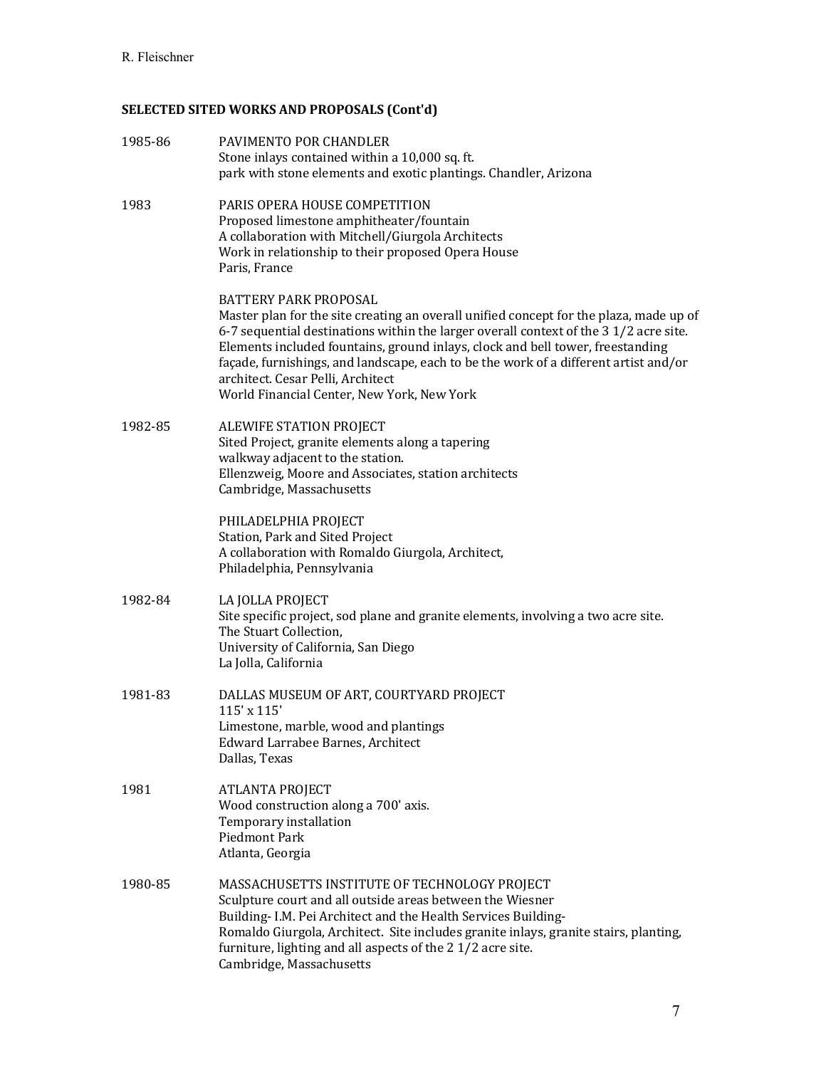## SELECTED SITED WORKS AND PROPOSALS (Cont'd)

1985-86 PAVIMENTO POR CHANDLER
Stone inlays contained within a 10,000 sq. ft.
park with stone elements and exotic plantings. Chandler, Arizona

1983 PARIS OPERA HOUSE COMPETITION
Proposed limestone amphitheater/fountain
A collaboration with Mitchell/Giurgola Architects
Work in relationship to their proposed Opera House
Paris, France

BATTERY PARK PROPOSAL
Master plan for the site creating an overall unified concept for the plaza, made up of 6-7 sequential destinations within the larger overall context of the 3 1/2 acre site. Elements included fountains, ground inlays, clock and bell tower, freestanding façade, furnishings, and landscape, each to be the work of a different artist and/or architect. Cesar Pelli, Architect
World Financial Center, New York, New York

1982-85 ALEWIFE STATION PROJECT
Sited Project, granite elements along a tapering
walkway adjacent to the station.
Ellenzweig, Moore and Associates, station architects
Cambridge, Massachusetts

PHILADELPHIA PROJECT
Station, Park and Sited Project
A collaboration with Romaldo Giurgola, Architect,
Philadelphia, Pennsylvania

1982-84 LA JOLLA PROJECT
Site specific project, sod plane and granite elements, involving a two acre site.
The Stuart Collection,
University of California, San Diego
La Jolla, California

1981-83 DALLAS MUSEUM OF ART, COURTYARD PROJECT
115' x 115'
Limestone, marble, wood and plantings
Edward Larrabee Barnes, Architect
Dallas, Texas

1981 ATLANTA PROJECT
Wood construction along a 700' axis.
Temporary installation
Piedmont Park
Atlanta, Georgia

1980-85 MASSACHUSETTS INSTITUTE OF TECHNOLOGY PROJECT
Sculpture court and all outside areas between the Wiesner
Building- I.M. Pei Architect and the Health Services Building-
Romaldo Giurgola, Architect. Site includes granite inlays, granite stairs, planting, furniture, lighting and all aspects of the 2 1/2 acre site.
Cambridge, Massachusetts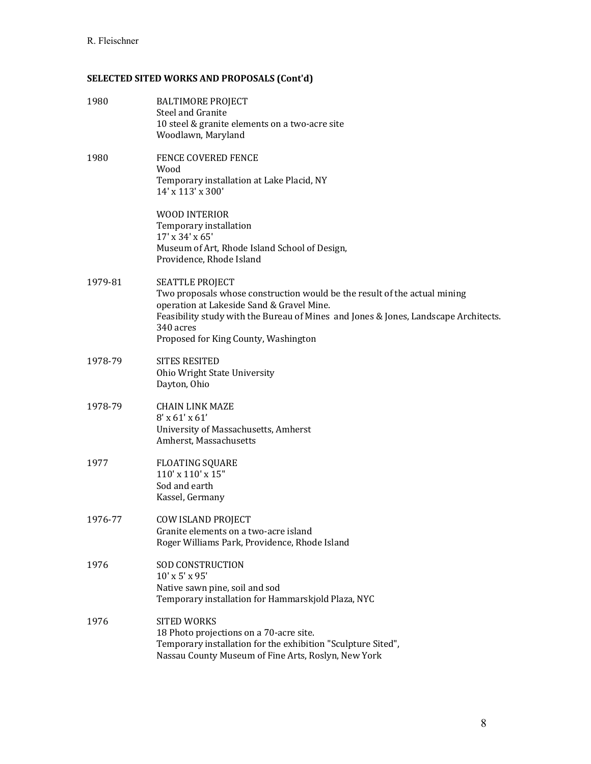## SELECTED SITED WORKS AND PROPOSALS (Cont'd)

**1980** — BALTIMORE PROJECT
Steel and Granite
10 steel & granite elements on a two-acre site
Woodlawn, Maryland

**1980** — FENCE COVERED FENCE
Wood
Temporary installation at Lake Placid, NY
14' x 113' x 300'

WOOD INTERIOR
Temporary installation
17' x 34' x 65'
Museum of Art, Rhode Island School of Design,
Providence, Rhode Island

**1979-81** — SEATTLE PROJECT
Two proposals whose construction would be the result of the actual mining operation at Lakeside Sand & Gravel Mine.
Feasibility study with the Bureau of Mines and Jones & Jones, Landscape Architects.
340 acres
Proposed for King County, Washington

**1978-79** — SITES RESITED
Ohio Wright State University
Dayton, Ohio

**1978-79** — CHAIN LINK MAZE
8' x 61' x 61'
University of Massachusetts, Amherst
Amherst, Massachusetts

**1977** — FLOATING SQUARE
110' x 110' x 15"
Sod and earth
Kassel, Germany

**1976-77** — COW ISLAND PROJECT
Granite elements on a two-acre island
Roger Williams Park, Providence, Rhode Island

**1976** — SOD CONSTRUCTION
10' x 5' x 95'
Native sawn pine, soil and sod
Temporary installation for Hammarskjold Plaza, NYC

**1976** — SITED WORKS
18 Photo projections on a 70-acre site.
Temporary installation for the exhibition "Sculpture Sited",
Nassau County Museum of Fine Arts, Roslyn, New York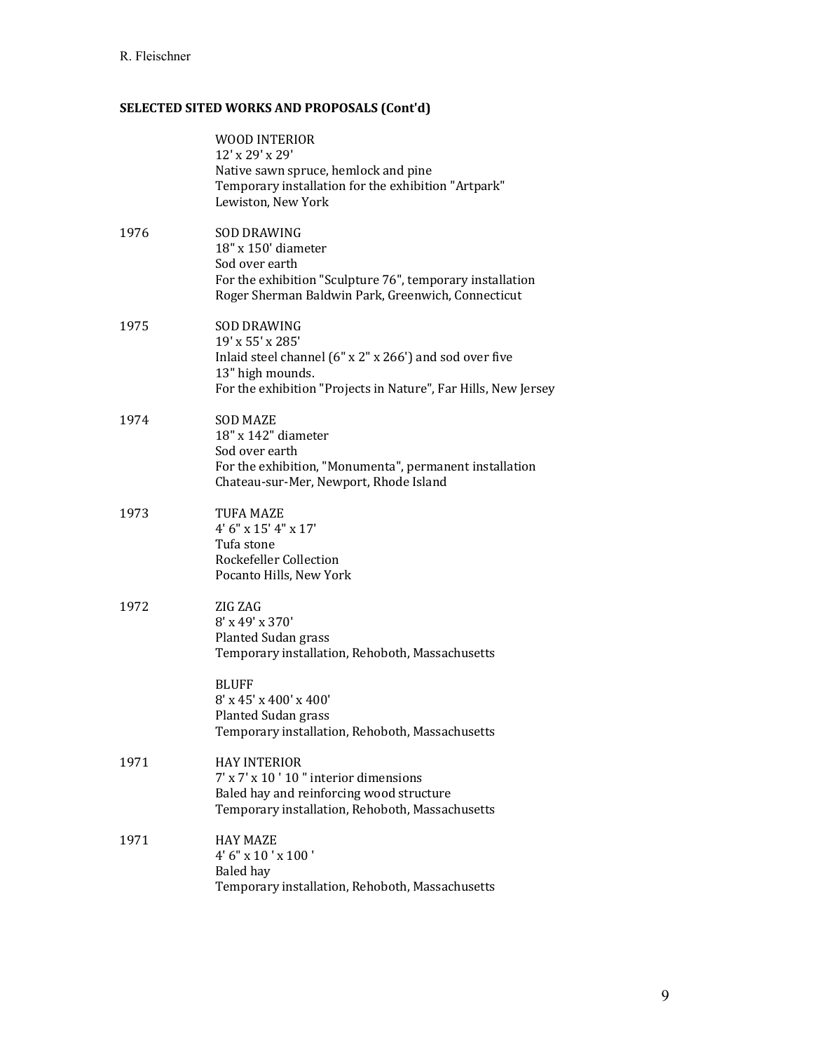## SELECTED SITED WORKS AND PROPOSALS (Cont'd)

WOOD INTERIOR
12' x 29' x 29'
Native sawn spruce, hemlock and pine
Temporary installation for the exhibition "Artpark"
Lewiston, New York

1976 SOD DRAWING
18" x 150' diameter
Sod over earth
For the exhibition "Sculpture 76", temporary installation
Roger Sherman Baldwin Park, Greenwich, Connecticut

1975 SOD DRAWING
19' x 55' x 285'
Inlaid steel channel (6" x 2" x 266') and sod over five
13" high mounds.
For the exhibition "Projects in Nature", Far Hills, New Jersey

1974 SOD MAZE
18" x 142" diameter
Sod over earth
For the exhibition, "Monumenta", permanent installation
Chateau-sur-Mer, Newport, Rhode Island

1973 TUFA MAZE
4' 6" x 15' 4" x 17'
Tufa stone
Rockefeller Collection
Pocanto Hills, New York

1972 ZIG ZAG
8' x 49' x 370'
Planted Sudan grass
Temporary installation, Rehoboth, Massachusetts

BLUFF
8' x 45' x 400' x 400'
Planted Sudan grass
Temporary installation, Rehoboth, Massachusetts

1971 HAY INTERIOR
7' x 7' x 10 ' 10 " interior dimensions
Baled hay and reinforcing wood structure
Temporary installation, Rehoboth, Massachusetts

1971 HAY MAZE
4' 6" x 10 ' x 100 '
Baled hay
Temporary installation, Rehoboth, Massachusetts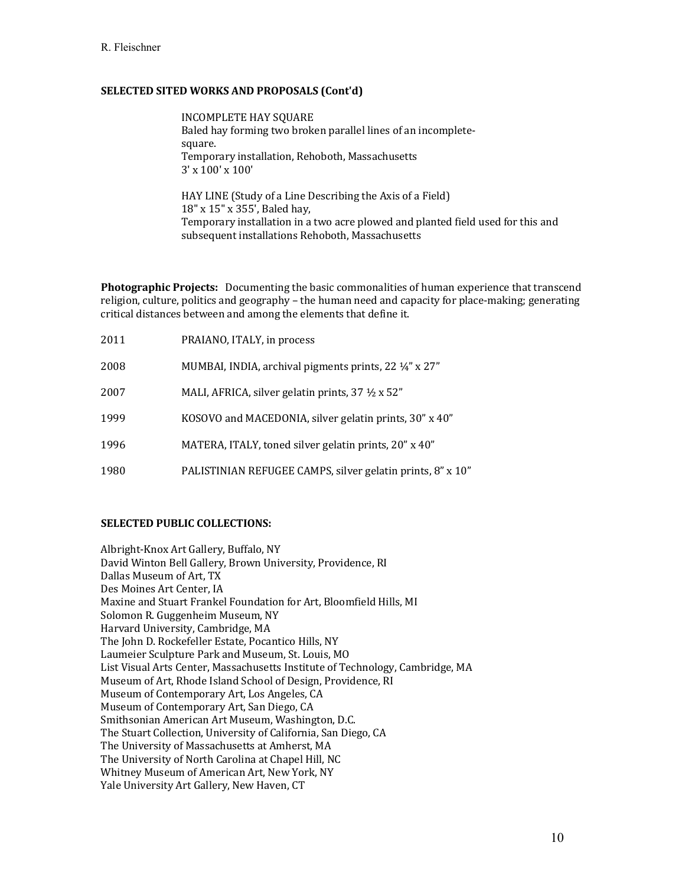## SELECTED SITED WORKS AND PROPOSALS (Cont'd)

INCOMPLETE HAY SQUARE
Baled hay forming two broken parallel lines of an incomplete-square.
Temporary installation, Rehoboth, Massachusetts
3' x 100' x 100'

HAY LINE (Study of a Line Describing the Axis of a Field)
18" x 15" x 355', Baled hay,
Temporary installation in a two acre plowed and planted field used for this and subsequent installations Rehoboth, Massachusetts

**Photographic Projects:** Documenting the basic commonalities of human experience that transcend religion, culture, politics and geography – the human need and capacity for place-making; generating critical distances between and among the elements that define it.

| | |
|---|---|
| 2011 | PRAIANO, ITALY, in process |
| 2008 | MUMBAI, INDIA, archival pigments prints, 22 ¼" x 27" |
| 2007 | MALI, AFRICA, silver gelatin prints, 37 ½ x 52" |
| 1999 | KOSOVO and MACEDONIA, silver gelatin prints, 30" x 40" |
| 1996 | MATERA, ITALY, toned silver gelatin prints, 20" x 40" |
| 1980 | PALISTINIAN REFUGEE CAMPS, silver gelatin prints, 8" x 10" |

## SELECTED PUBLIC COLLECTIONS:

Albright-Knox Art Gallery, Buffalo, NY
David Winton Bell Gallery, Brown University, Providence, RI
Dallas Museum of Art, TX
Des Moines Art Center, IA
Maxine and Stuart Frankel Foundation for Art, Bloomfield Hills, MI
Solomon R. Guggenheim Museum, NY
Harvard University, Cambridge, MA
The John D. Rockefeller Estate, Pocantico Hills, NY
Laumeier Sculpture Park and Museum, St. Louis, MO
List Visual Arts Center, Massachusetts Institute of Technology, Cambridge, MA
Museum of Art, Rhode Island School of Design, Providence, RI
Museum of Contemporary Art, Los Angeles, CA
Museum of Contemporary Art, San Diego, CA
Smithsonian American Art Museum, Washington, D.C.
The Stuart Collection, University of California, San Diego, CA
The University of Massachusetts at Amherst, MA
The University of North Carolina at Chapel Hill, NC
Whitney Museum of American Art, New York, NY
Yale University Art Gallery, New Haven, CT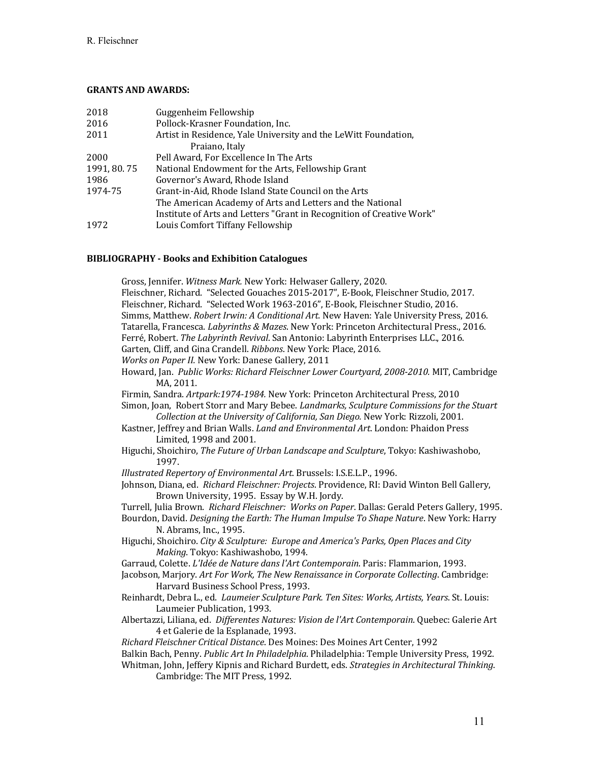**GRANTS AND AWARDS:**

| | |
|---|---|
| 2018 | Guggenheim Fellowship |
| 2016 | Pollock-Krasner Foundation, Inc. |
| 2011 | Artist in Residence, Yale University and the LeWitt Foundation, Praiano, Italy |
| 2000 | Pell Award, For Excellence In The Arts |
| 1991, 80. 75 | National Endowment for the Arts, Fellowship Grant |
| 1986 | Governor's Award, Rhode Island |
| 1974-75 | Grant-in-Aid, Rhode Island State Council on the Arts |
| | The American Academy of Arts and Letters and the National Institute of Arts and Letters "Grant in Recognition of Creative Work" |
| 1972 | Louis Comfort Tiffany Fellowship |

**BIBLIOGRAPHY - Books and Exhibition Catalogues**

Gross, Jennifer. *Witness Mark.* New York: Helwaser Gallery, 2020.

Fleischner, Richard. "Selected Gouaches 2015-2017", E-Book, Fleischner Studio, 2017.

Fleischner, Richard. "Selected Work 1963-2016", E-Book, Fleischner Studio, 2016.

Simms, Matthew. *Robert Irwin: A Conditional Art.* New Haven: Yale University Press, 2016.

Tatarella, Francesca. *Labyrinths & Mazes*. New York: Princeton Architectural Press., 2016.

Ferré, Robert. *The Labyrinth Revival*. San Antonio: Labyrinth Enterprises LLC., 2016.

Garten, Cliff, and Gina Crandell. *Ribbons*. New York: Place, 2016.

*Works on Paper II.* New York: Danese Gallery, 2011

Howard, Jan. *Public Works: Richard Fleischner Lower Courtyard, 2008-2010.* MIT, Cambridge MA, 2011.

Firmin, Sandra. *Artpark:1974-1984.* New York: Princeton Architectural Press, 2010

Simon, Joan, Robert Storr and Mary Bebee. *Landmarks, Sculpture Commissions for the Stuart Collection at the University of California, San Diego.* New York: Rizzoli, 2001.

Kastner, Jeffrey and Brian Walls. *Land and Environmental Art*. London: Phaidon Press Limited, 1998 and 2001.

Higuchi, Shoichiro, *The Future of Urban Landscape and Sculpture*, Tokyo: Kashiwashobo, 1997.

*Illustrated Repertory of Environmental Art*. Brussels: I.S.E.L.P., 1996.

Johnson, Diana, ed. *Richard Fleischner: Projects*. Providence, RI: David Winton Bell Gallery, Brown University, 1995. Essay by W.H. Jordy.

Turrell, Julia Brown. *Richard Fleischner: Works on Paper*. Dallas: Gerald Peters Gallery, 1995.

Bourdon, David. *Designing the Earth: The Human Impulse To Shape Nature*. New York: Harry N. Abrams, Inc., 1995.

Higuchi, Shoichiro. *City & Sculpture: Europe and America's Parks, Open Places and City Making*. Tokyo: Kashiwashobo, 1994.

Garraud, Colette. *L'Idée de Nature dans l'Art Contemporain*. Paris: Flammarion, 1993.

Jacobson, Marjory. *Art For Work, The New Renaissance in Corporate Collecting*. Cambridge: Harvard Business School Press, 1993.

Reinhardt, Debra L., ed. *Laumeier Sculpture Park. Ten Sites: Works, Artists, Years*. St. Louis: Laumeier Publication, 1993.

Albertazzi, Liliana, ed. *Differentes Natures: Vision de l'Art Contemporain*. Quebec: Galerie Art 4 et Galerie de la Esplanade, 1993.

*Richard Fleischner Critical Distance*. Des Moines: Des Moines Art Center, 1992

Balkin Bach, Penny. *Public Art In Philadelphia*. Philadelphia: Temple University Press, 1992.

Whitman, John, Jeffery Kipnis and Richard Burdett, eds. *Strategies in Architectural Thinking*. Cambridge: The MIT Press, 1992.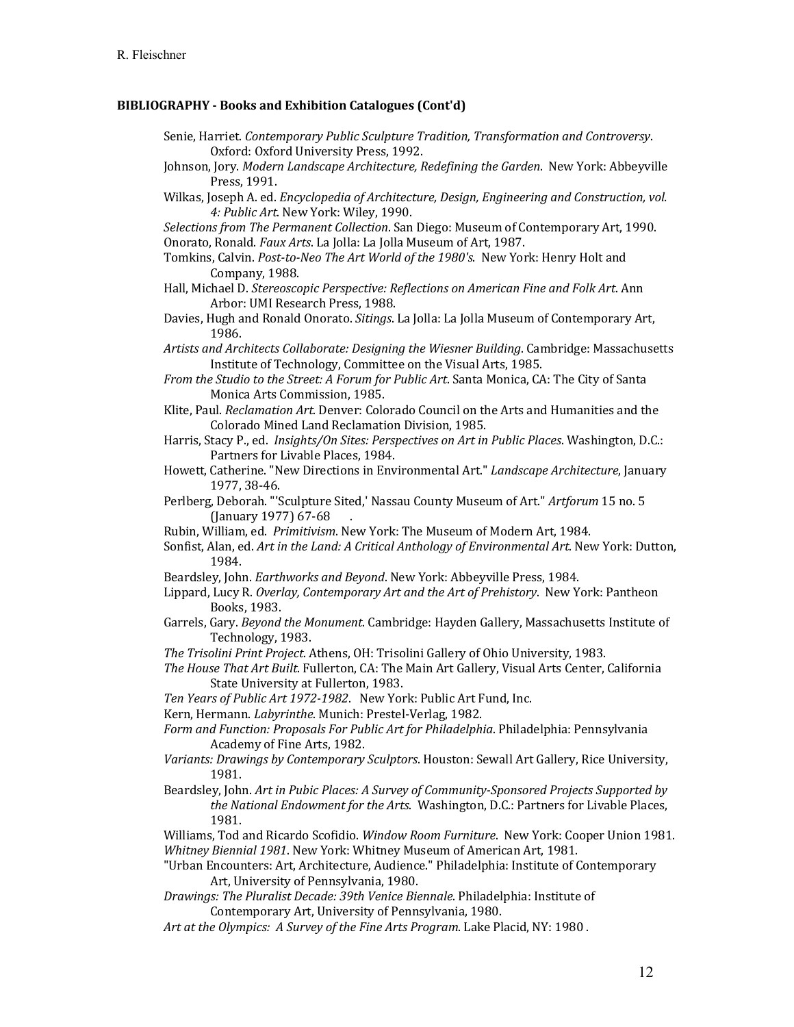**BIBLIOGRAPHY - Books and Exhibition Catalogues (Cont'd)**

Senie, Harriet. *Contemporary Public Sculpture Tradition, Transformation and Controversy*. Oxford: Oxford University Press, 1992.

Johnson, Jory. *Modern Landscape Architecture, Redefining the Garden*. New York: Abbeyville Press, 1991.

Wilkas, Joseph A. ed. *Encyclopedia of Architecture, Design, Engineering and Construction, vol. 4: Public Art*. New York: Wiley, 1990.

*Selections from The Permanent Collection*. San Diego: Museum of Contemporary Art, 1990.

Onorato, Ronald. *Faux Arts*. La Jolla: La Jolla Museum of Art, 1987.

Tomkins, Calvin. *Post-to-Neo The Art World of the 1980's*. New York: Henry Holt and Company, 1988.

Hall, Michael D. *Stereoscopic Perspective: Reflections on American Fine and Folk Art*. Ann Arbor: UMI Research Press, 1988.

Davies, Hugh and Ronald Onorato. *Sitings*. La Jolla: La Jolla Museum of Contemporary Art, 1986.

*Artists and Architects Collaborate: Designing the Wiesner Building*. Cambridge: Massachusetts Institute of Technology, Committee on the Visual Arts, 1985.

*From the Studio to the Street: A Forum for Public Art*. Santa Monica, CA: The City of Santa Monica Arts Commission, 1985.

Klite, Paul. *Reclamation Art*. Denver: Colorado Council on the Arts and Humanities and the Colorado Mined Land Reclamation Division, 1985.

Harris, Stacy P., ed. *Insights/On Sites: Perspectives on Art in Public Places*. Washington, D.C.: Partners for Livable Places, 1984.

Howett, Catherine. "New Directions in Environmental Art." *Landscape Architecture*, January 1977, 38-46.

Perlberg, Deborah. "'Sculpture Sited,' Nassau County Museum of Art." *Artforum* 15 no. 5 (January 1977) 67-68 .

Rubin, William, ed. *Primitivism*. New York: The Museum of Modern Art, 1984.

Sonfist, Alan, ed. *Art in the Land: A Critical Anthology of Environmental Art*. New York: Dutton, 1984.

Beardsley, John. *Earthworks and Beyond*. New York: Abbeyville Press, 1984.

Lippard, Lucy R. *Overlay, Contemporary Art and the Art of Prehistory*. New York: Pantheon Books, 1983.

Garrels, Gary. *Beyond the Monument*. Cambridge: Hayden Gallery, Massachusetts Institute of Technology, 1983.

*The Trisolini Print Project*. Athens, OH: Trisolini Gallery of Ohio University, 1983.

*The House That Art Built*. Fullerton, CA: The Main Art Gallery, Visual Arts Center, California State University at Fullerton, 1983.

*Ten Years of Public Art 1972-1982*. New York: Public Art Fund, Inc.

Kern, Hermann. *Labyrinthe*. Munich: Prestel-Verlag, 1982.

*Form and Function: Proposals For Public Art for Philadelphia*. Philadelphia: Pennsylvania Academy of Fine Arts, 1982.

*Variants: Drawings by Contemporary Sculptors*. Houston: Sewall Art Gallery, Rice University, 1981.

Beardsley, John. *Art in Pubic Places: A Survey of Community-Sponsored Projects Supported by the National Endowment for the Arts.* Washington, D.C.: Partners for Livable Places, 1981.

Williams, Tod and Ricardo Scofidio. *Window Room Furniture*. New York: Cooper Union 1981.

*Whitney Biennial 1981*. New York: Whitney Museum of American Art, 1981.

"Urban Encounters: Art, Architecture, Audience." Philadelphia: Institute of Contemporary Art, University of Pennsylvania, 1980.

*Drawings: The Pluralist Decade: 39th Venice Biennale*. Philadelphia: Institute of Contemporary Art, University of Pennsylvania, 1980.

*Art at the Olympics: A Survey of the Fine Arts Program*. Lake Placid, NY: 1980 .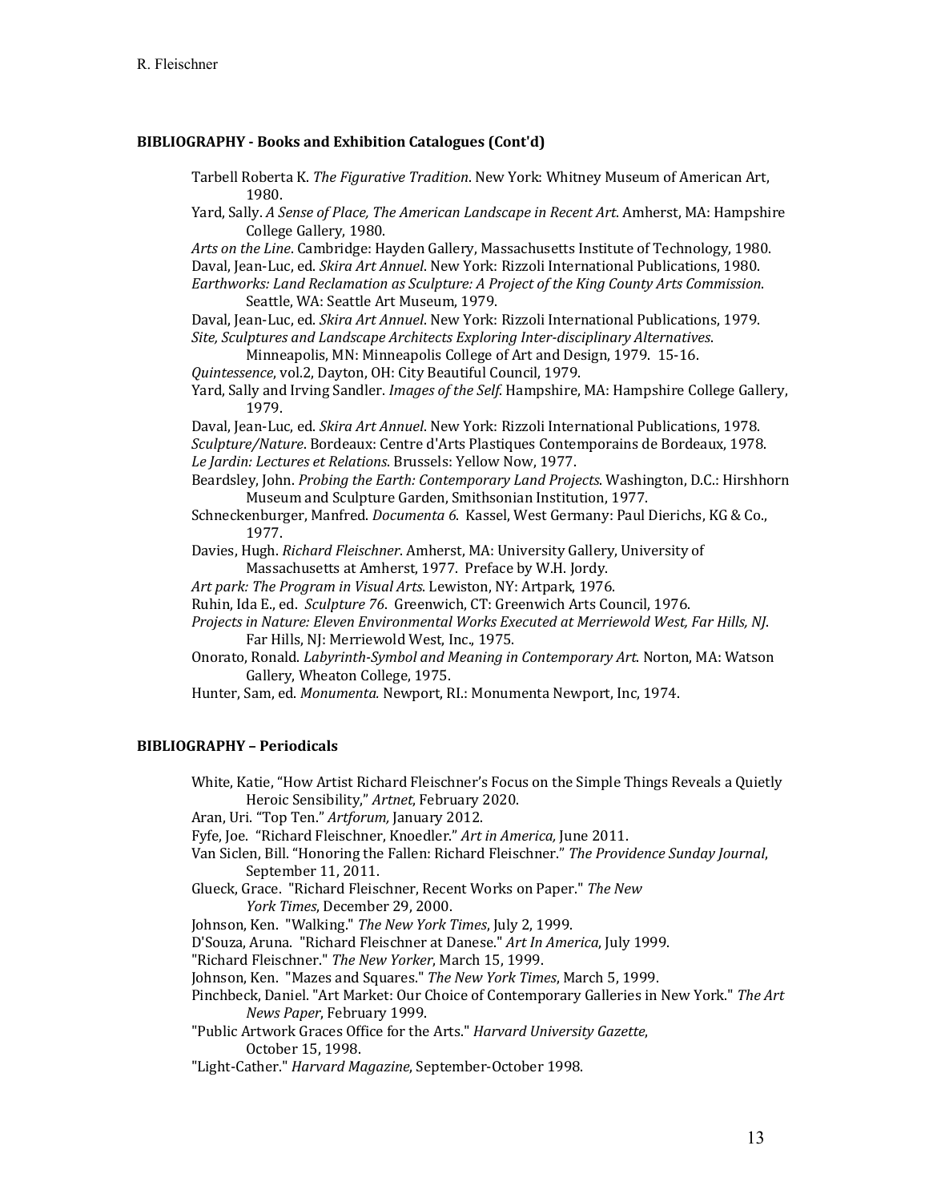## BIBLIOGRAPHY - Books and Exhibition Catalogues (Cont'd)

Tarbell Roberta K. *The Figurative Tradition*. New York: Whitney Museum of American Art, 1980.

Yard, Sally. *A Sense of Place, The American Landscape in Recent Art*. Amherst, MA: Hampshire College Gallery, 1980.

*Arts on the Line*. Cambridge: Hayden Gallery, Massachusetts Institute of Technology, 1980.

Daval, Jean-Luc, ed. *Skira Art Annuel*. New York: Rizzoli International Publications, 1980.

*Earthworks: Land Reclamation as Sculpture: A Project of the King County Arts Commission*. Seattle, WA: Seattle Art Museum, 1979.

Daval, Jean-Luc, ed. *Skira Art Annuel*. New York: Rizzoli International Publications, 1979.

*Site, Sculptures and Landscape Architects Exploring Inter-disciplinary Alternatives*. Minneapolis, MN: Minneapolis College of Art and Design, 1979. 15-16.

*Quintessence*, vol.2, Dayton, OH: City Beautiful Council, 1979.

Yard, Sally and Irving Sandler. *Images of the Self*. Hampshire, MA: Hampshire College Gallery, 1979.

Daval, Jean-Luc, ed. *Skira Art Annuel*. New York: Rizzoli International Publications, 1978.

*Sculpture/Nature*. Bordeaux: Centre d'Arts Plastiques Contemporains de Bordeaux, 1978.

*Le Jardin: Lectures et Relations*. Brussels: Yellow Now, 1977.

Beardsley, John. *Probing the Earth: Contemporary Land Projects*. Washington, D.C.: Hirshhorn Museum and Sculpture Garden, Smithsonian Institution, 1977.

Schneckenburger, Manfred. *Documenta 6*. Kassel, West Germany: Paul Dierichs, KG & Co., 1977.

Davies, Hugh. *Richard Fleischner*. Amherst, MA: University Gallery, University of Massachusetts at Amherst, 1977. Preface by W.H. Jordy.

*Art park: The Program in Visual Arts*. Lewiston, NY: Artpark, 1976.

Ruhin, Ida E., ed. *Sculpture 76*. Greenwich, CT: Greenwich Arts Council, 1976.

*Projects in Nature: Eleven Environmental Works Executed at Merriewold West, Far Hills, NJ*. Far Hills, NJ: Merriewold West, Inc., 1975.

Onorato, Ronald. *Labyrinth-Symbol and Meaning in Contemporary Art*. Norton, MA: Watson Gallery, Wheaton College, 1975.

Hunter, Sam, ed. *Monumenta.* Newport, RI.: Monumenta Newport, Inc, 1974.

## BIBLIOGRAPHY – Periodicals

White, Katie, "How Artist Richard Fleischner's Focus on the Simple Things Reveals a Quietly Heroic Sensibility," *Artnet*, February 2020.

Aran, Uri. "Top Ten." *Artforum,* January 2012.

Fyfe, Joe. "Richard Fleischner, Knoedler." *Art in America,* June 2011.

Van Siclen, Bill. "Honoring the Fallen: Richard Fleischner." *The Providence Sunday Journal*, September 11, 2011.

Glueck, Grace. "Richard Fleischner, Recent Works on Paper." *The New York Times*, December 29, 2000.

Johnson, Ken. "Walking." *The New York Times*, July 2, 1999.

D'Souza, Aruna. "Richard Fleischner at Danese." *Art In America*, July 1999.

"Richard Fleischner." *The New Yorker*, March 15, 1999.

Johnson, Ken. "Mazes and Squares." *The New York Times*, March 5, 1999.

Pinchbeck, Daniel. "Art Market: Our Choice of Contemporary Galleries in New York." *The Art News Paper*, February 1999.

"Public Artwork Graces Office for the Arts." *Harvard University Gazette*, October 15, 1998.

"Light-Cather." *Harvard Magazine*, September-October 1998.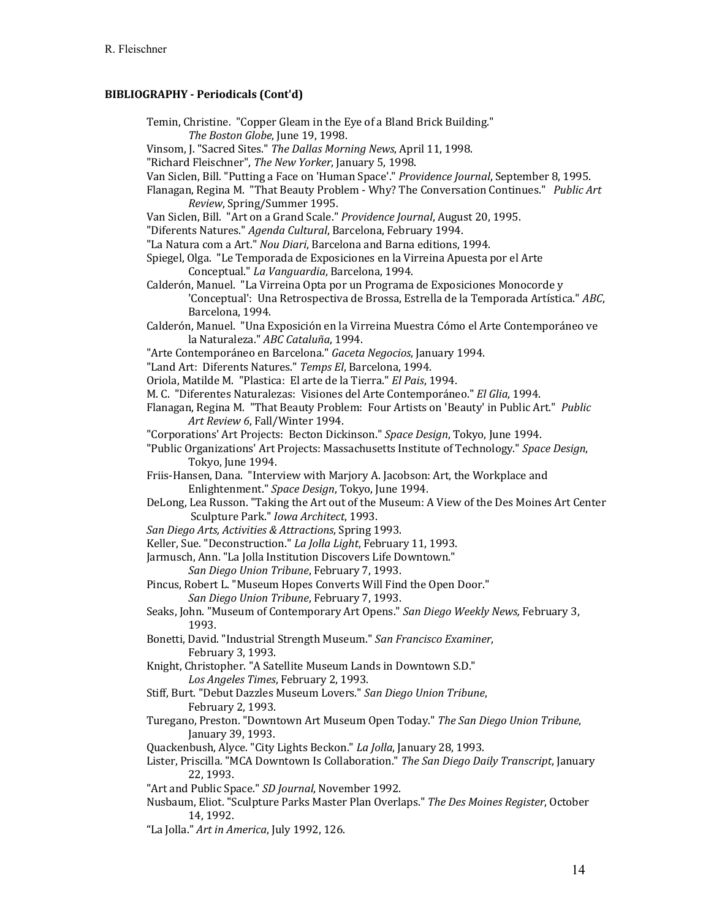**BIBLIOGRAPHY - Periodicals (Cont'd)**

Temin, Christine. "Copper Gleam in the Eye of a Bland Brick Building." *The Boston Globe*, June 19, 1998.

Vinsom, J. "Sacred Sites." *The Dallas Morning News*, April 11, 1998.

"Richard Fleischner", *The New Yorker*, January 5, 1998.

Van Siclen, Bill. "Putting a Face on 'Human Space'." *Providence Journal*, September 8, 1995.

Flanagan, Regina M. "That Beauty Problem - Why? The Conversation Continues." *Public Art Review*, Spring/Summer 1995.

Van Siclen, Bill. "Art on a Grand Scale." *Providence Journal*, August 20, 1995.

"Diferents Natures." *Agenda Cultural*, Barcelona, February 1994.

"La Natura com a Art." *Nou Diari*, Barcelona and Barna editions, 1994.

Spiegel, Olga. "Le Temporada de Exposiciones en la Virreina Apuesta por el Arte Conceptual." *La Vanguardia*, Barcelona, 1994.

Calderón, Manuel. "La Virreina Opta por un Programa de Exposiciones Monocorde y 'Conceptual': Una Retrospectiva de Brossa, Estrella de la Temporada Artística." *ABC*, Barcelona, 1994.

Calderón, Manuel. "Una Exposición en la Virreina Muestra Cómo el Arte Contemporáneo ve la Naturaleza." *ABC Cataluña*, 1994.

"Arte Contemporáneo en Barcelona." *Gaceta Negocios*, January 1994.

"Land Art: Diferents Natures." *Temps El*, Barcelona, 1994.

Oriola, Matilde M. "Plastica: El arte de la Tierra." *El Pais*, 1994.

M. C. "Diferentes Naturalezas: Visiones del Arte Contemporáneo." *El Glia*, 1994.

Flanagan, Regina M. "That Beauty Problem: Four Artists on 'Beauty' in Public Art." *Public Art Review 6*, Fall/Winter 1994.

"Corporations' Art Projects: Becton Dickinson." *Space Design*, Tokyo, June 1994.

"Public Organizations' Art Projects: Massachusetts Institute of Technology." *Space Design*, Tokyo, June 1994.

Friis-Hansen, Dana. "Interview with Marjory A. Jacobson: Art, the Workplace and Enlightenment." *Space Design*, Tokyo, June 1994.

DeLong, Lea Russon. "Taking the Art out of the Museum: A View of the Des Moines Art Center Sculpture Park." *Iowa Architect*, 1993.

*San Diego Arts, Activities & Attractions*, Spring 1993.

Keller, Sue. "Deconstruction." *La Jolla Light*, February 11, 1993.

Jarmusch, Ann. "La Jolla Institution Discovers Life Downtown." *San Diego Union Tribune*, February 7, 1993.

Pincus, Robert L. "Museum Hopes Converts Will Find the Open Door." *San Diego Union Tribune*, February 7, 1993.

Seaks, John. "Museum of Contemporary Art Opens." *San Diego Weekly News,* February 3, 1993.

Bonetti, David. "Industrial Strength Museum." *San Francisco Examiner*, February 3, 1993.

Knight, Christopher. "A Satellite Museum Lands in Downtown S.D." *Los Angeles Times*, February 2, 1993.

Stiff, Burt. "Debut Dazzles Museum Lovers." *San Diego Union Tribune*, February 2, 1993.

Turegano, Preston. "Downtown Art Museum Open Today." *The San Diego Union Tribune*, January 39, 1993.

Quackenbush, Alyce. "City Lights Beckon." *La Jolla*, January 28, 1993.

Lister, Priscilla. "MCA Downtown Is Collaboration." *The San Diego Daily Transcript*, January 22, 1993.

"Art and Public Space." *SD Journal*, November 1992.

Nusbaum, Eliot. "Sculpture Parks Master Plan Overlaps." *The Des Moines Register*, October 14, 1992.

"La Jolla." *Art in America*, July 1992, 126.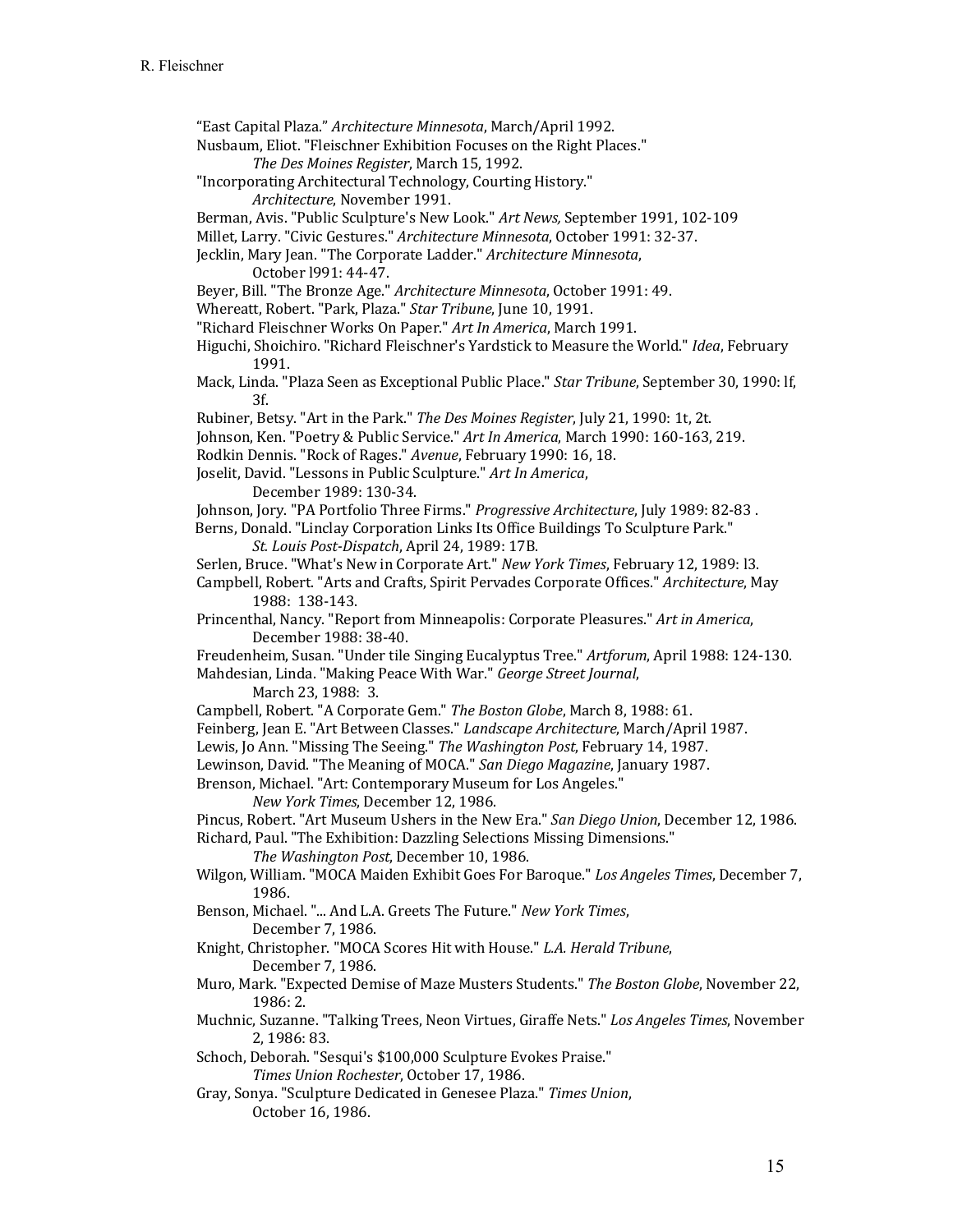"East Capital Plaza." *Architecture Minnesota*, March/April 1992.

Nusbaum, Eliot. "Fleischner Exhibition Focuses on the Right Places." *The Des Moines Register*, March 15, 1992.

"Incorporating Architectural Technology, Courting History." *Architecture*, November 1991.

Berman, Avis. "Public Sculpture's New Look." *Art News,* September 1991, 102-109

Millet, Larry. "Civic Gestures." *Architecture Minnesota*, October 1991: 32-37.

Jecklin, Mary Jean. "The Corporate Ladder." *Architecture Minnesota*, October l991: 44-47.

Beyer, Bill. "The Bronze Age." *Architecture Minnesota*, October 1991: 49.

Whereatt, Robert. "Park, Plaza." *Star Tribune*, June 10, 1991.

"Richard Fleischner Works On Paper." *Art In America*, March 1991.

Higuchi, Shoichiro. "Richard Fleischner's Yardstick to Measure the World." *Idea*, February 1991.

Mack, Linda. "Plaza Seen as Exceptional Public Place." *Star Tribune*, September 30, 1990: lf, 3f.

Rubiner, Betsy. "Art in the Park." *The Des Moines Register*, July 21, 1990: 1t, 2t.

Johnson, Ken. "Poetry & Public Service." *Art In America*, March 1990: 160-163, 219.

Rodkin Dennis. "Rock of Rages." *Avenue*, February 1990: 16, 18.

Joselit, David. "Lessons in Public Sculpture." *Art In America*, December 1989: 130-34.

Johnson, Jory. "PA Portfolio Three Firms." *Progressive Architecture*, July 1989: 82-83 .

Berns, Donald. "Linclay Corporation Links Its Office Buildings To Sculpture Park." *St. Louis Post-Dispatch*, April 24, 1989: 17B.

Serlen, Bruce. "What's New in Corporate Art." *New York Times*, February 12, 1989: l3.

Campbell, Robert. "Arts and Crafts, Spirit Pervades Corporate Offices." *Architecture*, May 1988: 138-143.

Princenthal, Nancy. "Report from Minneapolis: Corporate Pleasures." *Art in America*, December 1988: 38-40.

Freudenheim, Susan. "Under tile Singing Eucalyptus Tree." *Artforum*, April 1988: 124-130.

Mahdesian, Linda. "Making Peace With War." *George Street Journal*, March 23, 1988: 3.

Campbell, Robert. "A Corporate Gem." *The Boston Globe*, March 8, 1988: 61.

Feinberg, Jean E. "Art Between Classes." *Landscape Architecture*, March/April 1987.

Lewis, Jo Ann. "Missing The Seeing." *The Washington Post*, February 14, 1987.

Lewinson, David. "The Meaning of MOCA." *San Diego Magazine*, January 1987.

Brenson, Michael. "Art: Contemporary Museum for Los Angeles." *New York Times*, December 12, 1986.

Pincus, Robert. "Art Museum Ushers in the New Era." *San Diego Union*, December 12, 1986.

Richard, Paul. "The Exhibition: Dazzling Selections Missing Dimensions." *The Washington Post*, December 10, 1986.

Wilgon, William. "MOCA Maiden Exhibit Goes For Baroque." *Los Angeles Times*, December 7, 1986.

Benson, Michael. "... And L.A. Greets The Future." *New York Times*, December 7, 1986.

Knight, Christopher. "MOCA Scores Hit with House." *L.A. Herald Tribune*, December 7, 1986.

Muro, Mark. "Expected Demise of Maze Musters Students." *The Boston Globe*, November 22, 1986: 2.

Muchnic, Suzanne. "Talking Trees, Neon Virtues, Giraffe Nets." *Los Angeles Times*, November 2, 1986: 83.

Schoch, Deborah. "Sesqui's $100,000 Sculpture Evokes Praise." *Times Union Rochester*, October 17, 1986.

Gray, Sonya. "Sculpture Dedicated in Genesee Plaza." *Times Union*, October 16, 1986.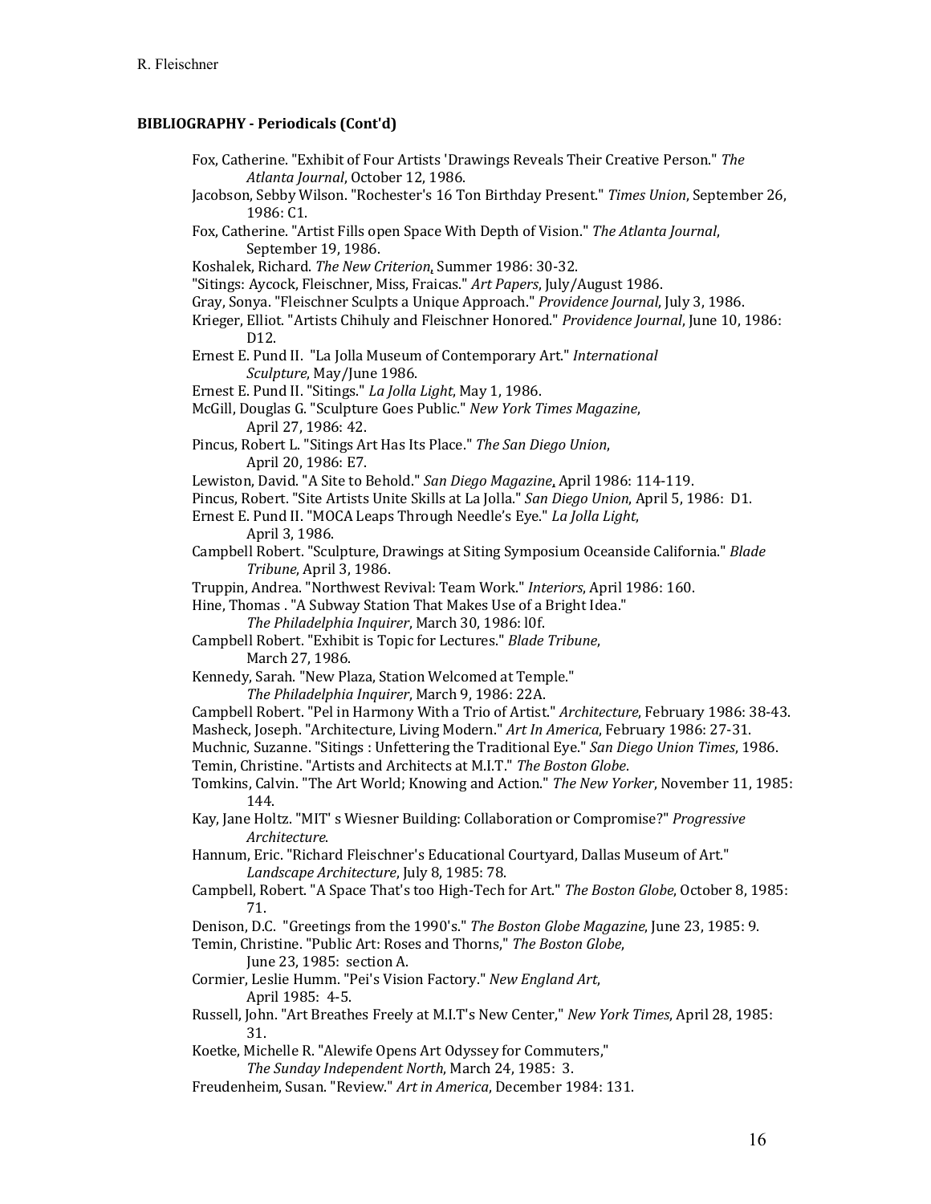**BIBLIOGRAPHY - Periodicals (Cont'd)**

Fox, Catherine. "Exhibit of Four Artists 'Drawings Reveals Their Creative Person." *The Atlanta Journal*, October 12, 1986.

Jacobson, Sebby Wilson. "Rochester's 16 Ton Birthday Present." *Times Union*, September 26, 1986: C1.

Fox, Catherine. "Artist Fills open Space With Depth of Vision." *The Atlanta Journal*, September 19, 1986.

Koshalek, Richard. *The New Criterion*, Summer 1986: 30-32.

"Sitings: Aycock, Fleischner, Miss, Fraicas." *Art Papers*, July/August 1986.

Gray, Sonya. "Fleischner Sculpts a Unique Approach." *Providence Journal*, July 3, 1986.

Krieger, Elliot. "Artists Chihuly and Fleischner Honored." *Providence Journal*, June 10, 1986: D12.

Ernest E. Pund II. "La Jolla Museum of Contemporary Art." *International Sculpture*, May/June 1986.

Ernest E. Pund II. "Sitings." *La Jolla Light*, May 1, 1986.

McGill, Douglas G. "Sculpture Goes Public." *New York Times Magazine*, April 27, 1986: 42.

Pincus, Robert L. "Sitings Art Has Its Place." *The San Diego Union*, April 20, 1986: E7.

Lewiston, David. "A Site to Behold." *San Diego Magazine*, April 1986: 114-119.

Pincus, Robert. "Site Artists Unite Skills at La Jolla." *San Diego Union*, April 5, 1986: D1.

Ernest E. Pund II. "MOCA Leaps Through Needle's Eye." *La Jolla Light*, April 3, 1986.

Campbell Robert. "Sculpture, Drawings at Siting Symposium Oceanside California." *Blade Tribune*, April 3, 1986.

Truppin, Andrea. "Northwest Revival: Team Work." *Interiors*, April 1986: 160.

Hine, Thomas . "A Subway Station That Makes Use of a Bright Idea." *The Philadelphia Inquirer*, March 30, 1986: l0f.

Campbell Robert. "Exhibit is Topic for Lectures." *Blade Tribune*, March 27, 1986.

Kennedy, Sarah. "New Plaza, Station Welcomed at Temple." *The Philadelphia Inquirer*, March 9, 1986: 22A.

Campbell Robert. "Pel in Harmony With a Trio of Artist." *Architecture*, February 1986: 38-43.

Masheck, Joseph. "Architecture, Living Modern." *Art In America*, February 1986: 27-31.

Muchnic, Suzanne. "Sitings : Unfettering the Traditional Eye." *San Diego Union Times*, 1986.

Temin, Christine. "Artists and Architects at M.I.T." *The Boston Globe*.

Tomkins, Calvin. "The Art World; Knowing and Action." *The New Yorker*, November 11, 1985: 144.

Kay, Jane Holtz. "MIT' s Wiesner Building: Collaboration or Compromise?" *Progressive Architecture*.

Hannum, Eric. "Richard Fleischner's Educational Courtyard, Dallas Museum of Art." *Landscape Architecture*, July 8, 1985: 78.

Campbell, Robert. "A Space That's too High-Tech for Art." *The Boston Globe*, October 8, 1985: 71.

Denison, D.C. "Greetings from the 1990's." *The Boston Globe Magazine*, June 23, 1985: 9.

Temin, Christine. "Public Art: Roses and Thorns," *The Boston Globe*, June 23, 1985: section A.

Cormier, Leslie Humm. "Pei's Vision Factory." *New England Art*, April 1985: 4-5.

Russell, John. "Art Breathes Freely at M.I.T's New Center," *New York Times*, April 28, 1985: 31.

Koetke, Michelle R. "Alewife Opens Art Odyssey for Commuters," *The Sunday Independent North*, March 24, 1985: 3.

Freudenheim, Susan. "Review." *Art in America*, December 1984: 131.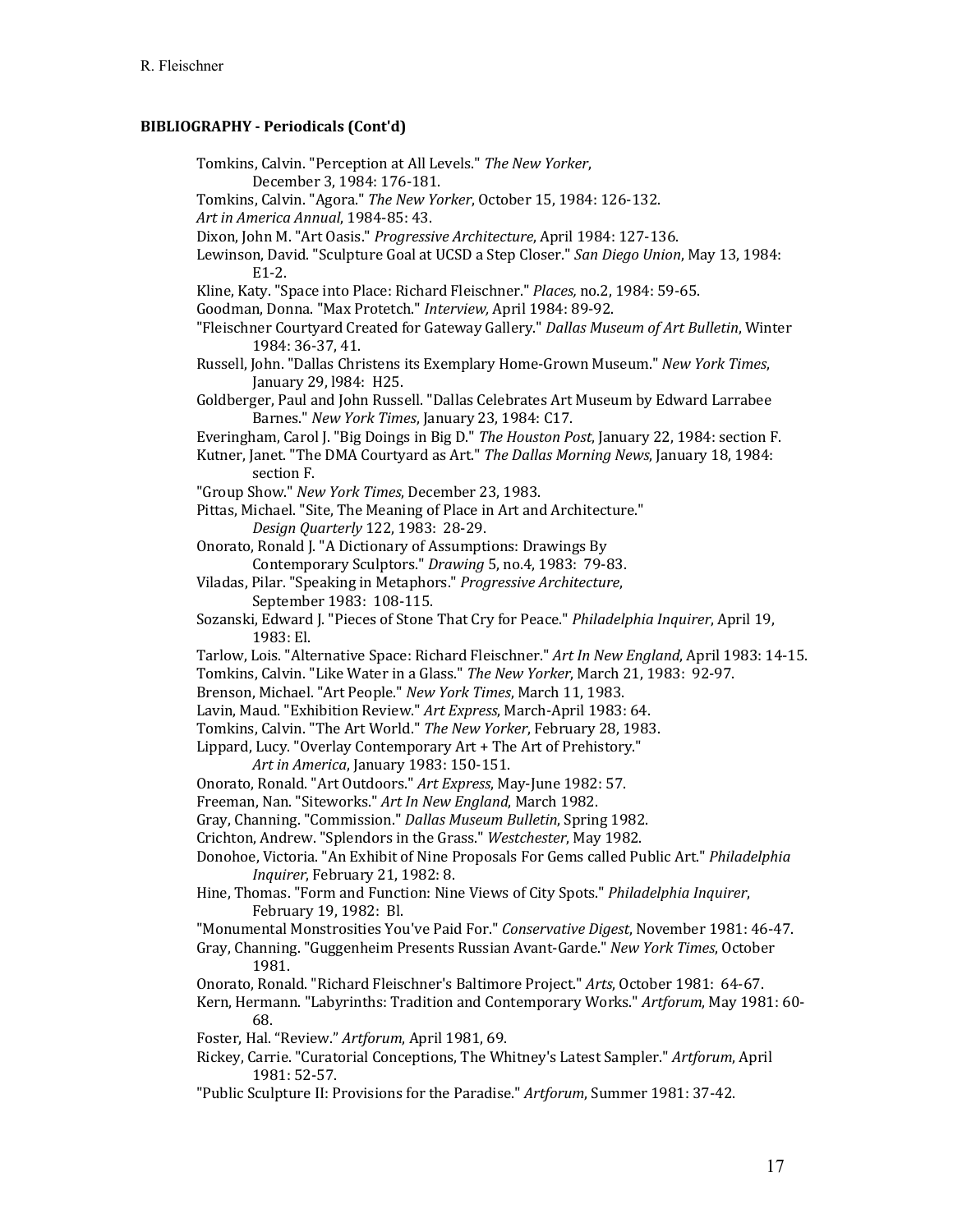**BIBLIOGRAPHY - Periodicals (Cont'd)**

Tomkins, Calvin. "Perception at All Levels." *The New Yorker*, December 3, 1984: 176-181.

Tomkins, Calvin. "Agora." *The New Yorker*, October 15, 1984: 126-132.

*Art in America Annual*, 1984-85: 43.

Dixon, John M. "Art Oasis." *Progressive Architecture*, April 1984: 127-136.

Lewinson, David. "Sculpture Goal at UCSD a Step Closer." *San Diego Union*, May 13, 1984: E1-2.

Kline, Katy. "Space into Place: Richard Fleischner." *Places,* no.2, 1984: 59-65.

Goodman, Donna. "Max Protetch." *Interview,* April 1984: 89-92.

"Fleischner Courtyard Created for Gateway Gallery." *Dallas Museum of Art Bulletin*, Winter 1984: 36-37, 41.

Russell, John. "Dallas Christens its Exemplary Home-Grown Museum." *New York Times*, January 29, l984: H25.

Goldberger, Paul and John Russell. "Dallas Celebrates Art Museum by Edward Larrabee Barnes." *New York Times*, January 23, 1984: C17.

Everingham, Carol J. "Big Doings in Big D." *The Houston Post*, January 22, 1984: section F.

Kutner, Janet. "The DMA Courtyard as Art." *The Dallas Morning News*, January 18, 1984: section F.

"Group Show." *New York Times*, December 23, 1983.

Pittas, Michael. "Site, The Meaning of Place in Art and Architecture." *Design Quarterly* 122, 1983: 28-29.

Onorato, Ronald J. "A Dictionary of Assumptions: Drawings By Contemporary Sculptors." *Drawing* 5, no.4, 1983: 79-83.

Viladas, Pilar. "Speaking in Metaphors." *Progressive Architecture*, September 1983: 108-115.

Sozanski, Edward J. "Pieces of Stone That Cry for Peace." *Philadelphia Inquirer*, April 19, 1983: El.

Tarlow, Lois. "Alternative Space: Richard Fleischner." *Art In New England*, April 1983: 14-15.

Tomkins, Calvin. "Like Water in a Glass." *The New Yorker*, March 21, 1983: 92-97.

Brenson, Michael. "Art People." *New York Times*, March 11, 1983.

Lavin, Maud. "Exhibition Review." *Art Express*, March-April 1983: 64.

Tomkins, Calvin. "The Art World." *The New Yorker*, February 28, 1983.

Lippard, Lucy. "Overlay Contemporary Art + The Art of Prehistory." *Art in America*, January 1983: 150-151.

Onorato, Ronald. "Art Outdoors." *Art Express*, May-June 1982: 57.

Freeman, Nan. "Siteworks." *Art In New England*, March 1982.

Gray, Channing. "Commission." *Dallas Museum Bulletin*, Spring 1982.

Crichton, Andrew. "Splendors in the Grass." *Westchester*, May 1982.

Donohoe, Victoria. "An Exhibit of Nine Proposals For Gems called Public Art." *Philadelphia Inquirer*, February 21, 1982: 8.

Hine, Thomas. "Form and Function: Nine Views of City Spots." *Philadelphia Inquirer*, February 19, 1982: Bl.

"Monumental Monstrosities You've Paid For." *Conservative Digest*, November 1981: 46-47.

Gray, Channing. "Guggenheim Presents Russian Avant-Garde." *New York Times*, October 1981.

Onorato, Ronald. "Richard Fleischner's Baltimore Project." *Arts*, October 1981: 64-67.

Kern, Hermann. "Labyrinths: Tradition and Contemporary Works." *Artforum*, May 1981: 60-68.

Foster, Hal. "Review." *Artforum*, April 1981, 69.

Rickey, Carrie. "Curatorial Conceptions, The Whitney's Latest Sampler." *Artforum*, April 1981: 52-57.

"Public Sculpture II: Provisions for the Paradise." *Artforum*, Summer 1981: 37-42.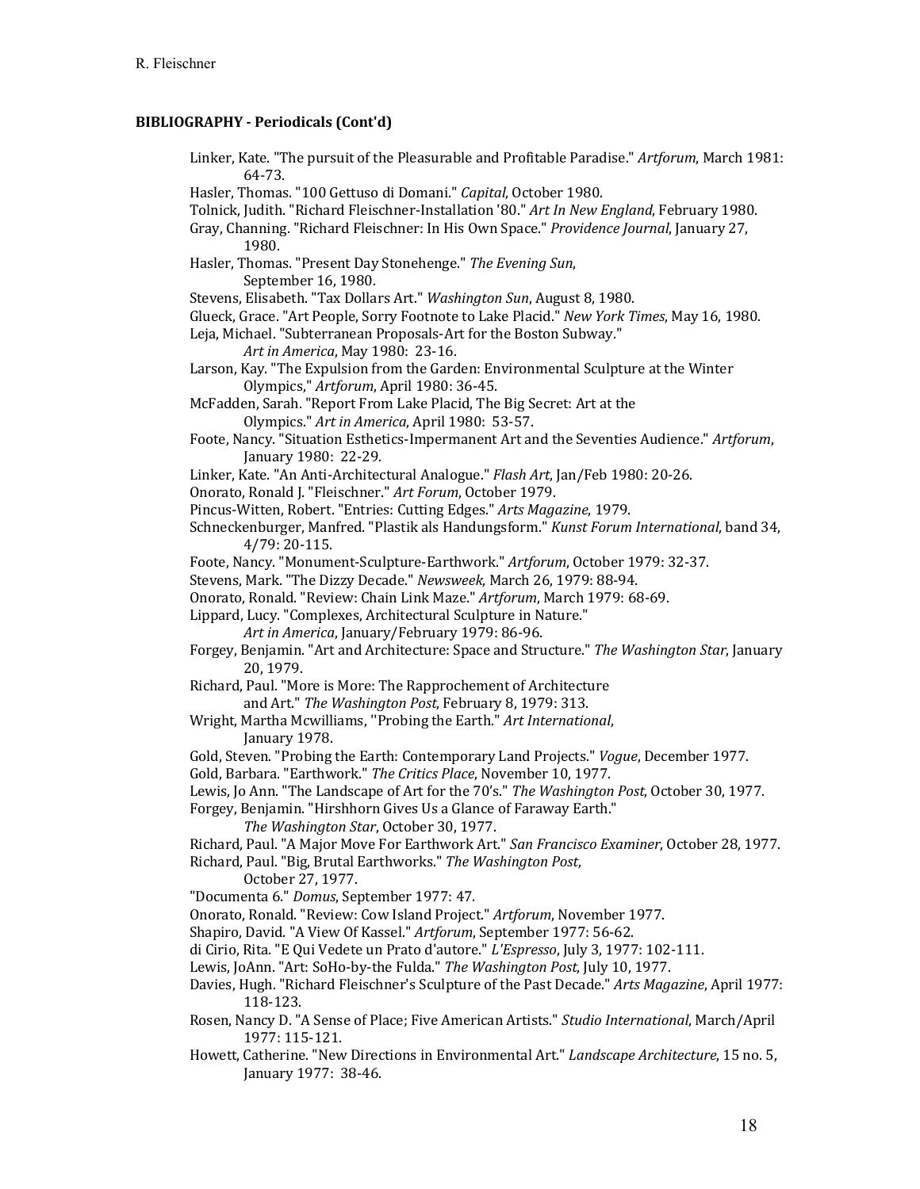## BIBLIOGRAPHY - Periodicals (Cont'd)

Linker, Kate. "The pursuit of the Pleasurable and Profitable Paradise." *Artforum*, March 1981: 64-73.

Hasler, Thomas. "100 Gettuso di Domani." *Capital*, October 1980.

Tolnick, Judith. "Richard Fleischner-Installation '80." *Art In New England*, February 1980.

Gray, Channing. "Richard Fleischner: In His Own Space." *Providence Journal*, January 27, 1980.

Hasler, Thomas. "Present Day Stonehenge." *The Evening Sun*, September 16, 1980.

Stevens, Elisabeth. "Tax Dollars Art." *Washington Sun*, August 8, 1980.

Glueck, Grace. "Art People, Sorry Footnote to Lake Placid." *New York Times*, May 16, 1980.

Leja, Michael. "Subterranean Proposals-Art for the Boston Subway." *Art in America*, May 1980: 23-16.

Larson, Kay. "The Expulsion from the Garden: Environmental Sculpture at the Winter Olympics," *Artforum*, April 1980: 36-45.

McFadden, Sarah. "Report From Lake Placid, The Big Secret: Art at the Olympics." *Art in America*, April 1980: 53-57.

Foote, Nancy. "Situation Esthetics-Impermanent Art and the Seventies Audience." *Artforum*, January 1980: 22-29.

Linker, Kate. "An Anti-Architectural Analogue." *Flash Art*, Jan/Feb 1980: 20-26.

Onorato, Ronald J. "Fleischner." *Art Forum*, October 1979.

Pincus-Witten, Robert. "Entries: Cutting Edges." *Arts Magazine*, 1979.

Schneckenburger, Manfred. "Plastik als Handungsform." *Kunst Forum International*, band 34, 4/79: 20-115.

Foote, Nancy. "Monument-Sculpture-Earthwork." *Artforum*, October 1979: 32-37.

Stevens, Mark. "The Dizzy Decade." *Newsweek*, March 26, 1979: 88-94.

Onorato, Ronald. "Review: Chain Link Maze." *Artforum*, March 1979: 68-69.

Lippard, Lucy. "Complexes, Architectural Sculpture in Nature." *Art in America*, January/February 1979: 86-96.

Forgey, Benjamin. "Art and Architecture: Space and Structure." *The Washington Star*, January 20, 1979.

Richard, Paul. "More is More: The Rapprochement of Architecture and Art." *The Washington Post*, February 8, 1979: 313.

Wright, Martha Mcwilliams, ''Probing the Earth." *Art International*, January 1978.

Gold, Steven. "Probing the Earth: Contemporary Land Projects." *Vogue*, December 1977.

Gold, Barbara. "Earthwork." *The Critics Place*, November 10, 1977.

Lewis, Jo Ann. "The Landscape of Art for the 70's." *The Washington Post*, October 30, 1977.

Forgey, Benjamin. "Hirshhorn Gives Us a Glance of Faraway Earth." *The Washington Star*, October 30, 1977.

Richard, Paul. "A Major Move For Earthwork Art." *San Francisco Examiner*, October 28, 1977.

Richard, Paul. "Big, Brutal Earthworks." *The Washington Post*, October 27, 1977.

"Documenta 6." *Domus*, September 1977: 47.

Onorato, Ronald. "Review: Cow Island Project." *Artforum*, November 1977.

Shapiro, David. "A View Of Kassel." *Artforum*, September 1977: 56-62.

di Cirio, Rita. "E Qui Vedete un Prato d'autore." *L'Espresso*, July 3, 1977: 102-111.

Lewis, JoAnn. "Art: SoHo-by-the Fulda." *The Washington Post*, July 10, 1977.

Davies, Hugh. "Richard Fleischner's Sculpture of the Past Decade." *Arts Magazine*, April 1977: 118-123.

Rosen, Nancy D. "A Sense of Place; Five American Artists." *Studio International*, March/April 1977: 115-121.

Howett, Catherine. "New Directions in Environmental Art." *Landscape Architecture*, 15 no. 5, January 1977: 38-46.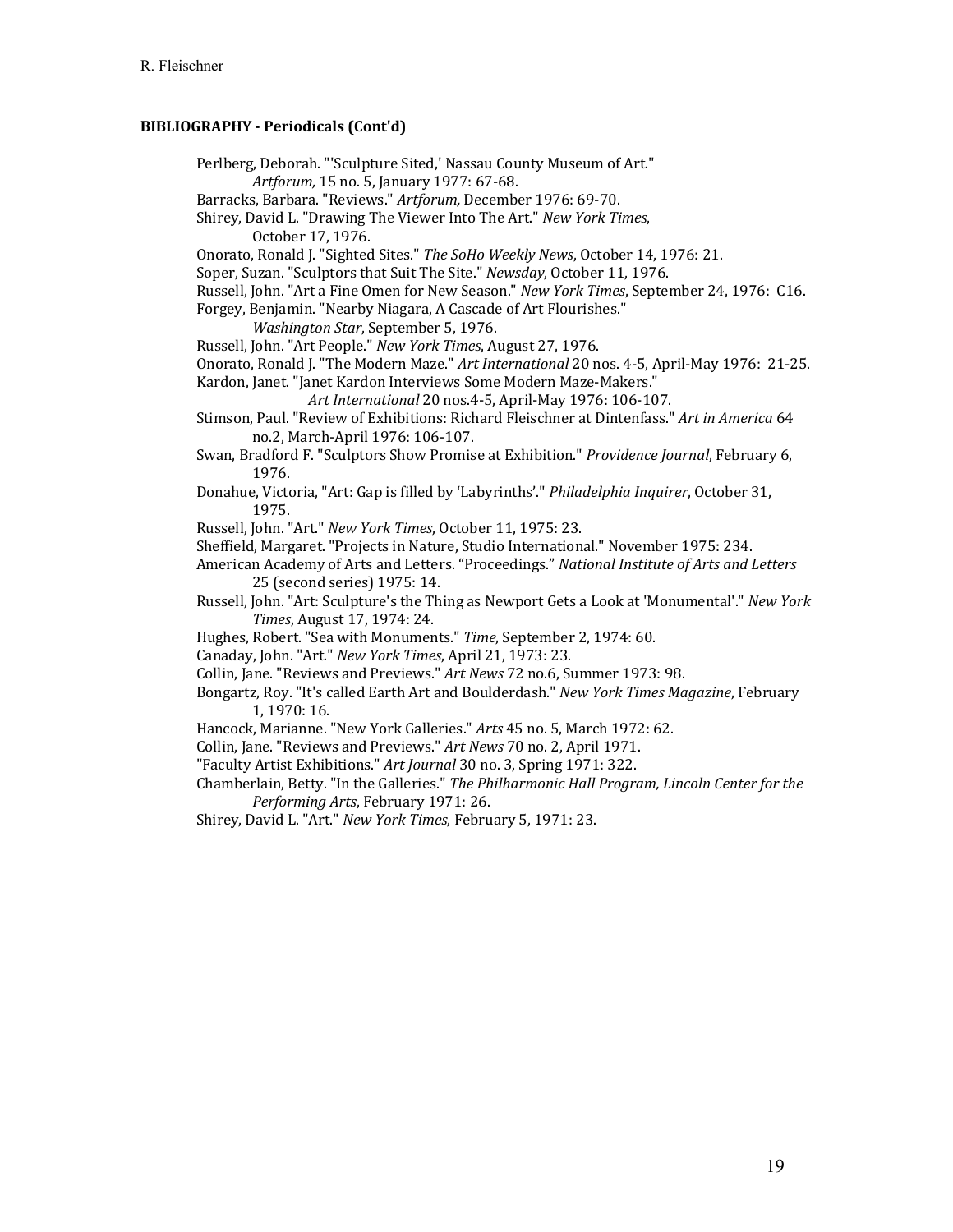**BIBLIOGRAPHY - Periodicals (Cont'd)**

Perlberg, Deborah. "'Sculpture Sited,' Nassau County Museum of Art." *Artforum,* 15 no. 5, January 1977: 67-68.

Barracks, Barbara. "Reviews." *Artforum,* December 1976: 69-70.

Shirey, David L. "Drawing The Viewer Into The Art." *New York Times*, October 17, 1976.

Onorato, Ronald J. "Sighted Sites." *The SoHo Weekly News*, October 14, 1976: 21.

Soper, Suzan. "Sculptors that Suit The Site." *Newsday*, October 11, 1976.

Russell, John. "Art a Fine Omen for New Season." *New York Times*, September 24, 1976: C16.

Forgey, Benjamin. "Nearby Niagara, A Cascade of Art Flourishes." *Washington Star*, September 5, 1976.

Russell, John. "Art People." *New York Times*, August 27, 1976.

Onorato, Ronald J. "The Modern Maze." *Art International* 20 nos. 4-5, April-May 1976: 21-25.

Kardon, Janet. "Janet Kardon Interviews Some Modern Maze-Makers." *Art International* 20 nos.4-5, April-May 1976: 106-107.

Stimson, Paul. "Review of Exhibitions: Richard Fleischner at Dintenfass." *Art in America* 64 no.2, March-April 1976: 106-107.

Swan, Bradford F. "Sculptors Show Promise at Exhibition." *Providence Journal*, February 6, 1976.

Donahue, Victoria, "Art: Gap is filled by 'Labyrinths'." *Philadelphia Inquirer*, October 31, 1975.

Russell, John. "Art." *New York Times*, October 11, 1975: 23.

Sheffield, Margaret. "Projects in Nature, Studio International." November 1975: 234.

American Academy of Arts and Letters. "Proceedings." *National Institute of Arts and Letters* 25 (second series) 1975: 14.

Russell, John. "Art: Sculpture's the Thing as Newport Gets a Look at 'Monumental'." *New York Times*, August 17, 1974: 24.

Hughes, Robert. "Sea with Monuments." *Time*, September 2, 1974: 60.

Canaday, John. "Art." *New York Times*, April 21, 1973: 23.

Collin, Jane. "Reviews and Previews." *Art News* 72 no.6, Summer 1973: 98.

Bongartz, Roy. "It's called Earth Art and Boulderdash." *New York Times Magazine*, February 1, 1970: 16.

Hancock, Marianne. "New York Galleries." *Arts* 45 no. 5, March 1972: 62.

Collin, Jane. "Reviews and Previews." *Art News* 70 no. 2, April 1971.

"Faculty Artist Exhibitions." *Art Journal* 30 no. 3, Spring 1971: 322.

Chamberlain, Betty. "In the Galleries." *The Philharmonic Hall Program, Lincoln Center for the Performing Arts*, February 1971: 26.

Shirey, David L. "Art." *New York Times*, February 5, 1971: 23.